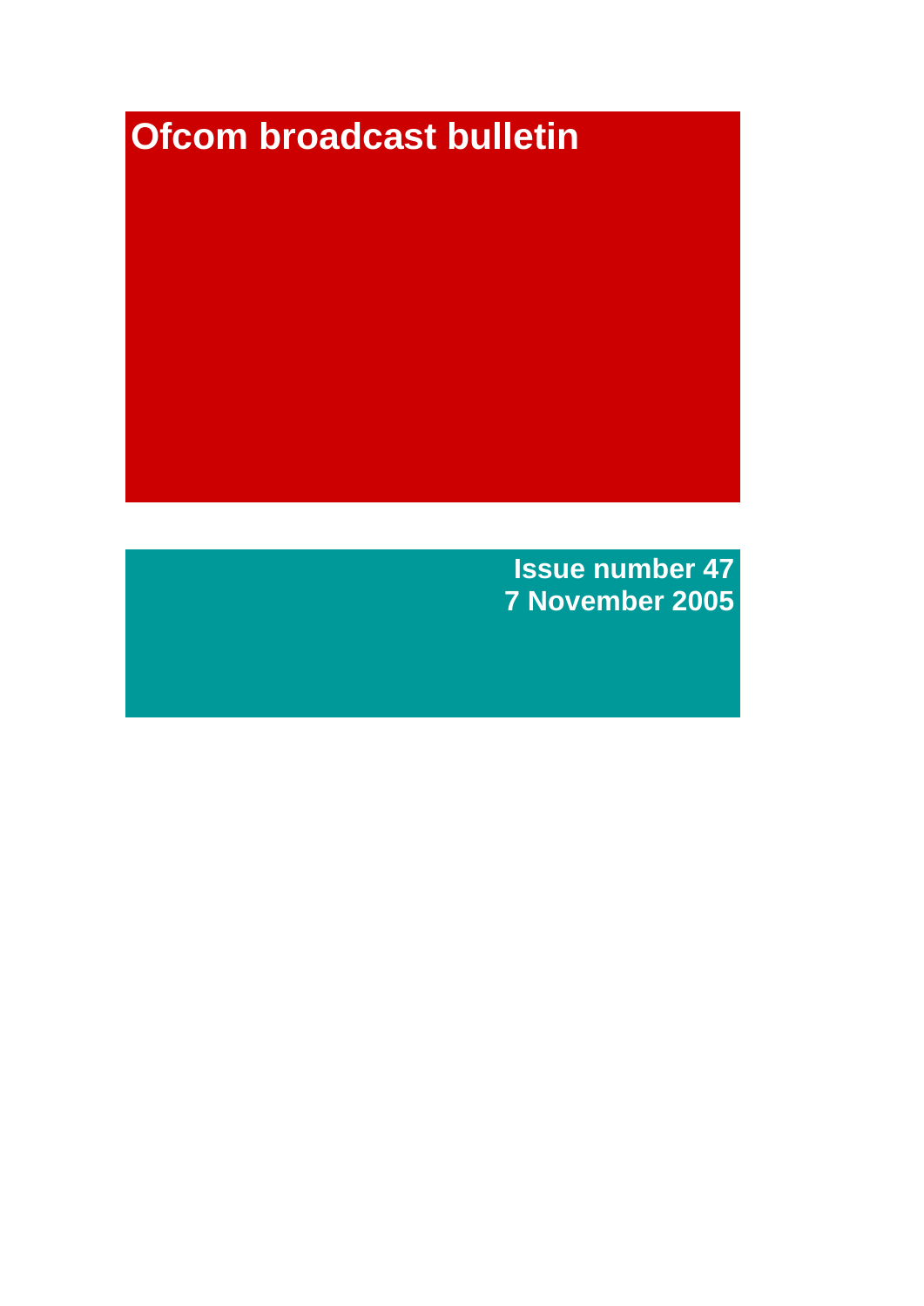# Ofcom broadcast bulletin

**Issue number 47**
**7 November 2005**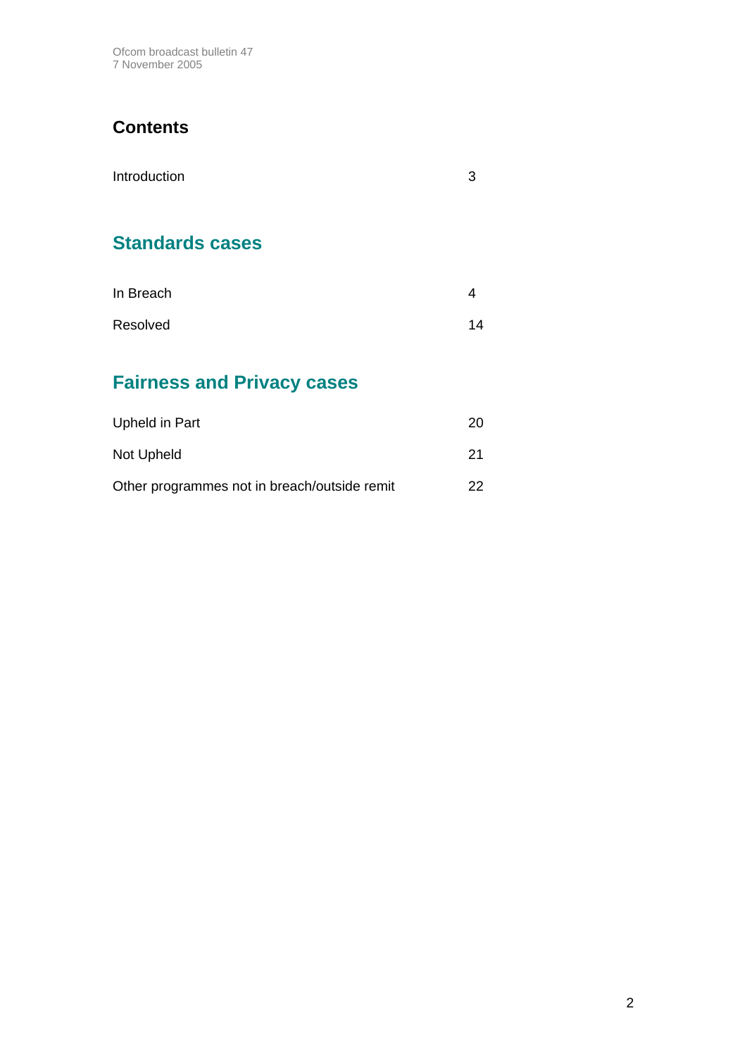## Contents

| | |
|---|---|
| Introduction | 3 |

## Standards cases

| | |
|---|---|
| In Breach | 4 |
| Resolved | 14 |

## Fairness and Privacy cases

| | |
|---|---|
| Upheld in Part | 20 |
| Not Upheld | 21 |
| Other programmes not in breach/outside remit | 22 |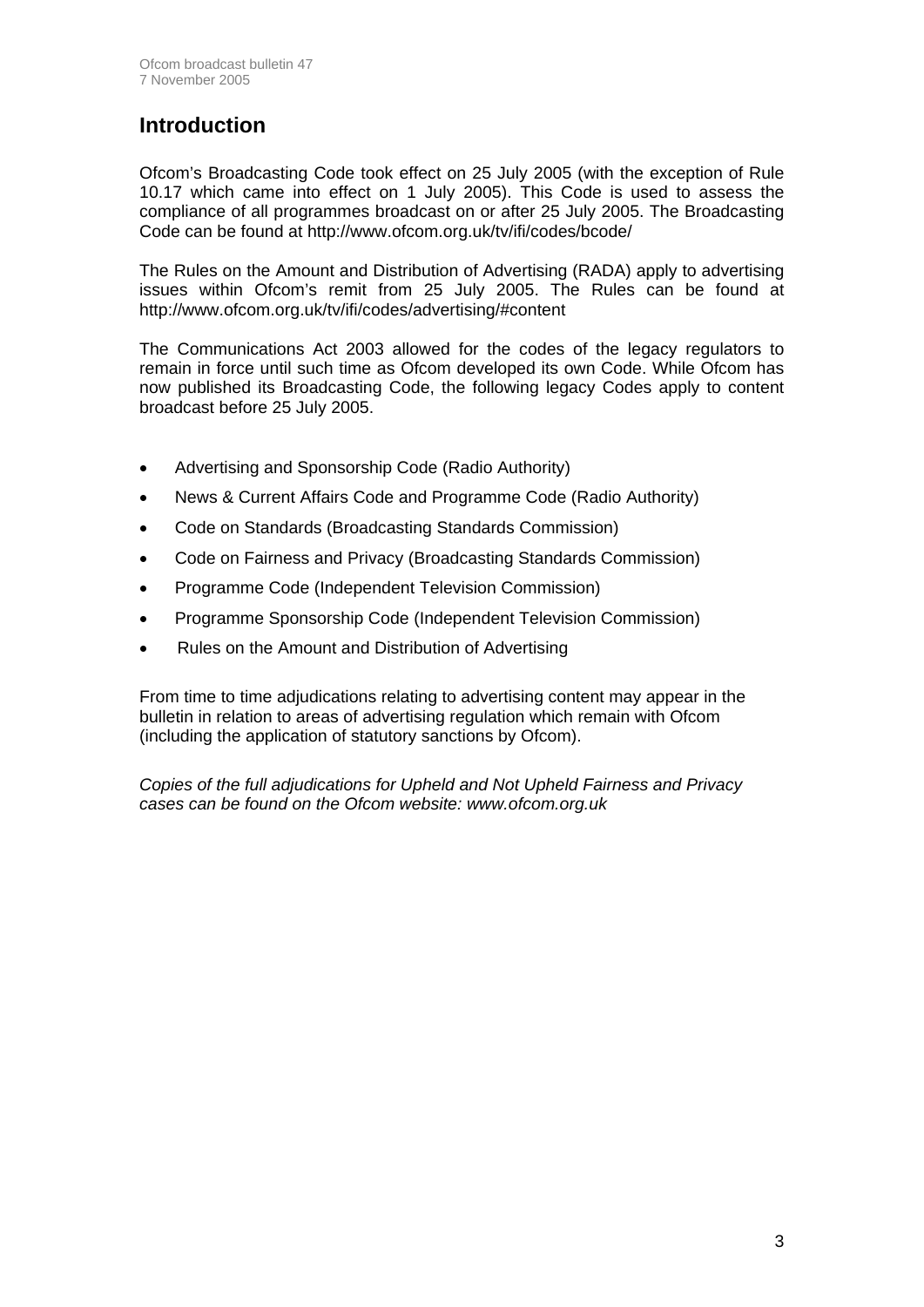# Introduction

Ofcom's Broadcasting Code took effect on 25 July 2005 (with the exception of Rule 10.17 which came into effect on 1 July 2005). This Code is used to assess the compliance of all programmes broadcast on or after 25 July 2005. The Broadcasting Code can be found at http://www.ofcom.org.uk/tv/ifi/codes/bcode/

The Rules on the Amount and Distribution of Advertising (RADA) apply to advertising issues within Ofcom's remit from 25 July 2005. The Rules can be found at http://www.ofcom.org.uk/tv/ifi/codes/advertising/#content

The Communications Act 2003 allowed for the codes of the legacy regulators to remain in force until such time as Ofcom developed its own Code. While Ofcom has now published its Broadcasting Code, the following legacy Codes apply to content broadcast before 25 July 2005.

- Advertising and Sponsorship Code (Radio Authority)
- News & Current Affairs Code and Programme Code (Radio Authority)
- Code on Standards (Broadcasting Standards Commission)
- Code on Fairness and Privacy (Broadcasting Standards Commission)
- Programme Code (Independent Television Commission)
- Programme Sponsorship Code (Independent Television Commission)
- Rules on the Amount and Distribution of Advertising

From time to time adjudications relating to advertising content may appear in the bulletin in relation to areas of advertising regulation which remain with Ofcom (including the application of statutory sanctions by Ofcom).

*Copies of the full adjudications for Upheld and Not Upheld Fairness and Privacy cases can be found on the Ofcom website: www.ofcom.org.uk*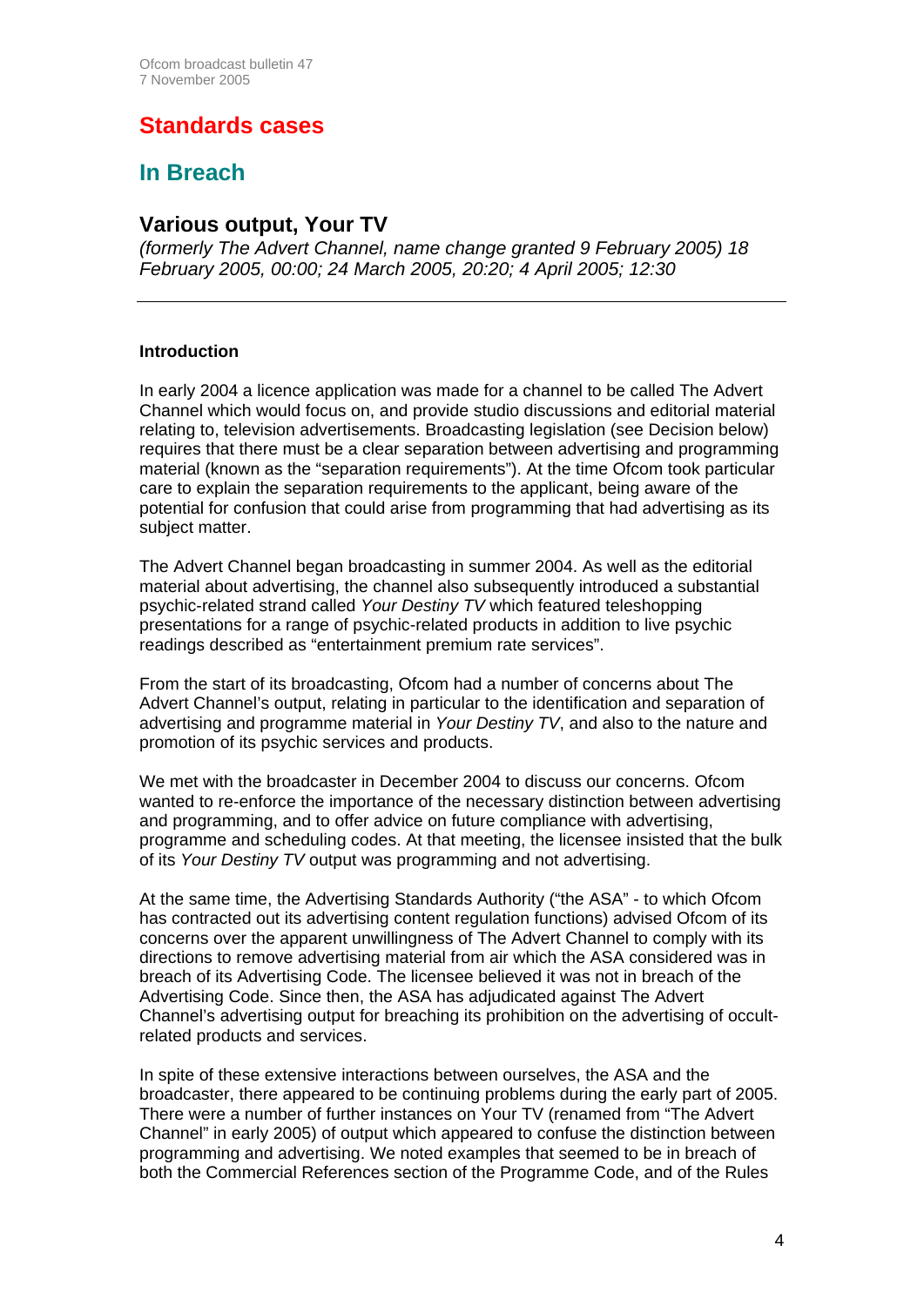# Standards cases

## In Breach

### Various output, Your TV

*(formerly The Advert Channel, name change granted 9 February 2005) 18 February 2005, 00:00; 24 March 2005, 20:20; 4 April 2005; 12:30*

---

**Introduction**

In early 2004 a licence application was made for a channel to be called The Advert Channel which would focus on, and provide studio discussions and editorial material relating to, television advertisements. Broadcasting legislation (see Decision below) requires that there must be a clear separation between advertising and programming material (known as the "separation requirements"). At the time Ofcom took particular care to explain the separation requirements to the applicant, being aware of the potential for confusion that could arise from programming that had advertising as its subject matter.

The Advert Channel began broadcasting in summer 2004. As well as the editorial material about advertising, the channel also subsequently introduced a substantial psychic-related strand called *Your Destiny TV* which featured teleshopping presentations for a range of psychic-related products in addition to live psychic readings described as "entertainment premium rate services".

From the start of its broadcasting, Ofcom had a number of concerns about The Advert Channel's output, relating in particular to the identification and separation of advertising and programme material in *Your Destiny TV*, and also to the nature and promotion of its psychic services and products.

We met with the broadcaster in December 2004 to discuss our concerns. Ofcom wanted to re-enforce the importance of the necessary distinction between advertising and programming, and to offer advice on future compliance with advertising, programme and scheduling codes. At that meeting, the licensee insisted that the bulk of its *Your Destiny TV* output was programming and not advertising.

At the same time, the Advertising Standards Authority ("the ASA" - to which Ofcom has contracted out its advertising content regulation functions) advised Ofcom of its concerns over the apparent unwillingness of The Advert Channel to comply with its directions to remove advertising material from air which the ASA considered was in breach of its Advertising Code. The licensee believed it was not in breach of the Advertising Code. Since then, the ASA has adjudicated against The Advert Channel's advertising output for breaching its prohibition on the advertising of occult-related products and services.

In spite of these extensive interactions between ourselves, the ASA and the broadcaster, there appeared to be continuing problems during the early part of 2005. There were a number of further instances on Your TV (renamed from "The Advert Channel" in early 2005) of output which appeared to confuse the distinction between programming and advertising. We noted examples that seemed to be in breach of both the Commercial References section of the Programme Code, and of the Rules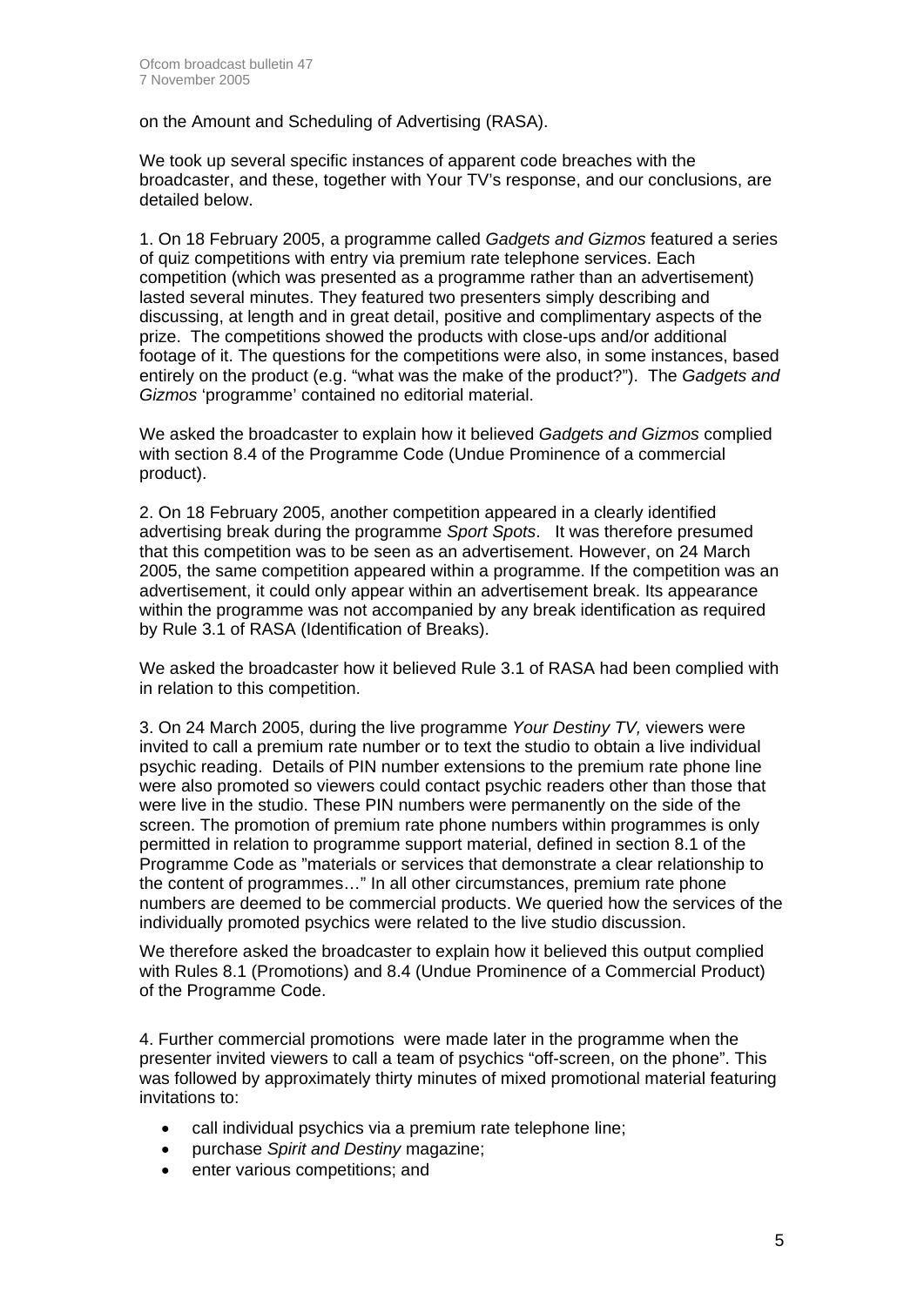on the Amount and Scheduling of Advertising (RASA).

We took up several specific instances of apparent code breaches with the broadcaster, and these, together with Your TV's response, and our conclusions, are detailed below.

1. On 18 February 2005, a programme called *Gadgets and Gizmos* featured a series of quiz competitions with entry via premium rate telephone services. Each competition (which was presented as a programme rather than an advertisement) lasted several minutes. They featured two presenters simply describing and discussing, at length and in great detail, positive and complimentary aspects of the prize. The competitions showed the products with close-ups and/or additional footage of it. The questions for the competitions were also, in some instances, based entirely on the product (e.g. "what was the make of the product?"). The *Gadgets and Gizmos* 'programme' contained no editorial material.

We asked the broadcaster to explain how it believed *Gadgets and Gizmos* complied with section 8.4 of the Programme Code (Undue Prominence of a commercial product).

2. On 18 February 2005, another competition appeared in a clearly identified advertising break during the programme *Sport Spots*. It was therefore presumed that this competition was to be seen as an advertisement. However, on 24 March 2005, the same competition appeared within a programme. If the competition was an advertisement, it could only appear within an advertisement break. Its appearance within the programme was not accompanied by any break identification as required by Rule 3.1 of RASA (Identification of Breaks).

We asked the broadcaster how it believed Rule 3.1 of RASA had been complied with in relation to this competition.

3. On 24 March 2005, during the live programme *Your Destiny TV,* viewers were invited to call a premium rate number or to text the studio to obtain a live individual psychic reading. Details of PIN number extensions to the premium rate phone line were also promoted so viewers could contact psychic readers other than those that were live in the studio. These PIN numbers were permanently on the side of the screen. The promotion of premium rate phone numbers within programmes is only permitted in relation to programme support material, defined in section 8.1 of the Programme Code as "materials or services that demonstrate a clear relationship to the content of programmes…" In all other circumstances, premium rate phone numbers are deemed to be commercial products. We queried how the services of the individually promoted psychics were related to the live studio discussion.

We therefore asked the broadcaster to explain how it believed this output complied with Rules 8.1 (Promotions) and 8.4 (Undue Prominence of a Commercial Product) of the Programme Code.

4. Further commercial promotions were made later in the programme when the presenter invited viewers to call a team of psychics "off-screen, on the phone". This was followed by approximately thirty minutes of mixed promotional material featuring invitations to:

- call individual psychics via a premium rate telephone line;
- purchase *Spirit and Destiny* magazine;
- enter various competitions; and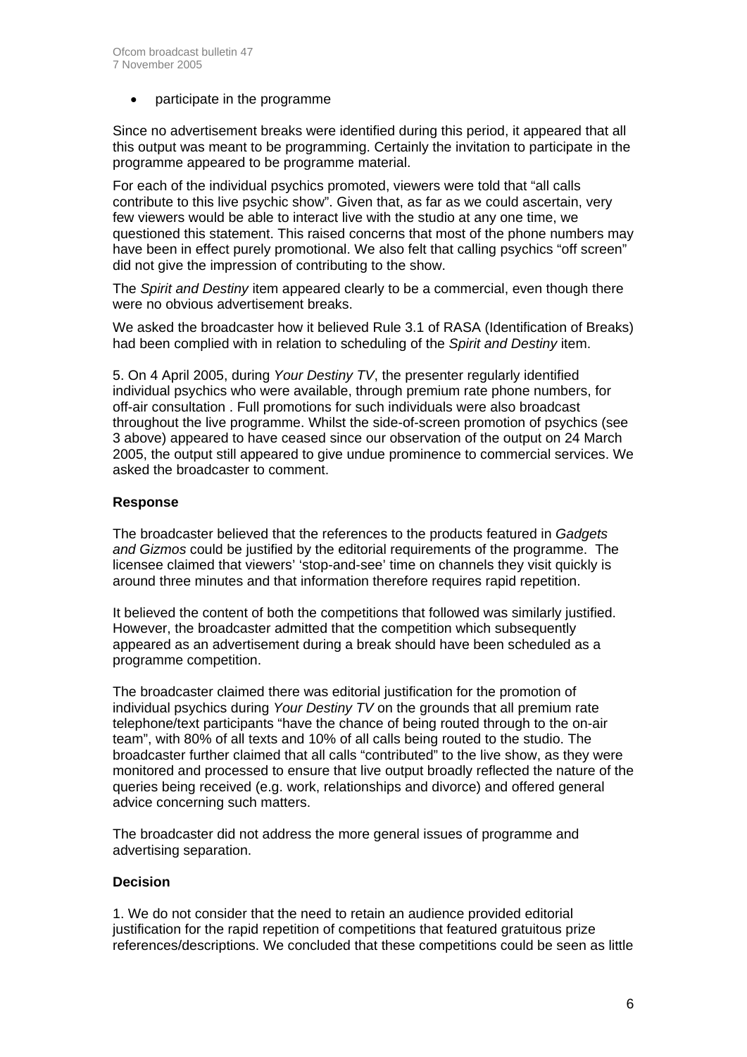- participate in the programme

Since no advertisement breaks were identified during this period, it appeared that all this output was meant to be programming. Certainly the invitation to participate in the programme appeared to be programme material.

For each of the individual psychics promoted, viewers were told that "all calls contribute to this live psychic show". Given that, as far as we could ascertain, very few viewers would be able to interact live with the studio at any one time, we questioned this statement. This raised concerns that most of the phone numbers may have been in effect purely promotional. We also felt that calling psychics "off screen" did not give the impression of contributing to the show.

The *Spirit and Destiny* item appeared clearly to be a commercial, even though there were no obvious advertisement breaks.

We asked the broadcaster how it believed Rule 3.1 of RASA (Identification of Breaks) had been complied with in relation to scheduling of the *Spirit and Destiny* item.

5. On 4 April 2005, during *Your Destiny TV*, the presenter regularly identified individual psychics who were available, through premium rate phone numbers, for off-air consultation . Full promotions for such individuals were also broadcast throughout the live programme. Whilst the side-of-screen promotion of psychics (see 3 above) appeared to have ceased since our observation of the output on 24 March 2005, the output still appeared to give undue prominence to commercial services. We asked the broadcaster to comment.

**Response**

The broadcaster believed that the references to the products featured in *Gadgets and Gizmos* could be justified by the editorial requirements of the programme. The licensee claimed that viewers' 'stop-and-see' time on channels they visit quickly is around three minutes and that information therefore requires rapid repetition.

It believed the content of both the competitions that followed was similarly justified. However, the broadcaster admitted that the competition which subsequently appeared as an advertisement during a break should have been scheduled as a programme competition.

The broadcaster claimed there was editorial justification for the promotion of individual psychics during *Your Destiny TV* on the grounds that all premium rate telephone/text participants "have the chance of being routed through to the on-air team", with 80% of all texts and 10% of all calls being routed to the studio. The broadcaster further claimed that all calls "contributed" to the live show, as they were monitored and processed to ensure that live output broadly reflected the nature of the queries being received (e.g. work, relationships and divorce) and offered general advice concerning such matters.

The broadcaster did not address the more general issues of programme and advertising separation.

**Decision**

1. We do not consider that the need to retain an audience provided editorial justification for the rapid repetition of competitions that featured gratuitous prize references/descriptions. We concluded that these competitions could be seen as little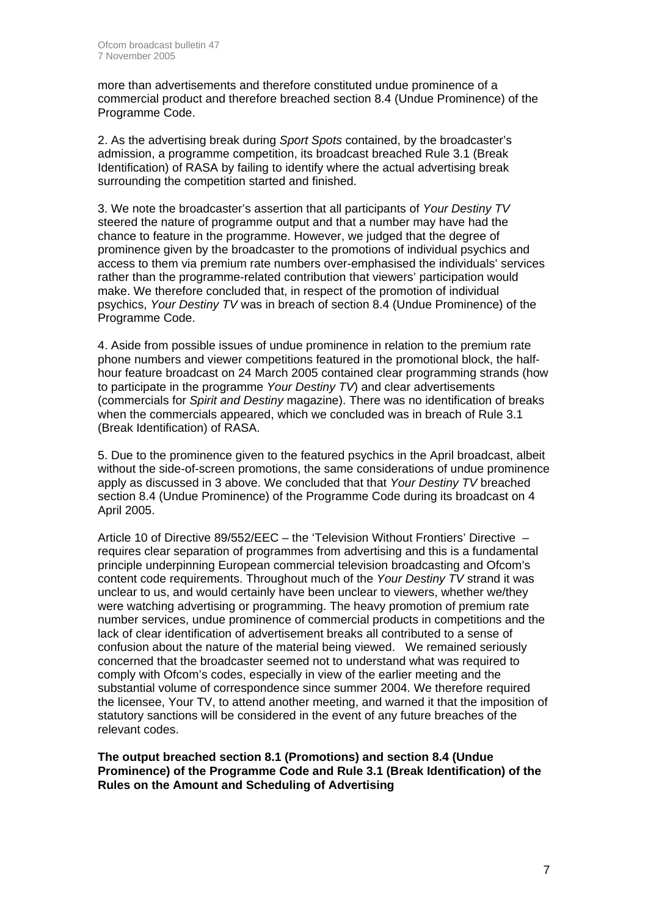more than advertisements and therefore constituted undue prominence of a commercial product and therefore breached section 8.4 (Undue Prominence) of the Programme Code.

2. As the advertising break during *Sport Spots* contained, by the broadcaster's admission, a programme competition, its broadcast breached Rule 3.1 (Break Identification) of RASA by failing to identify where the actual advertising break surrounding the competition started and finished.

3. We note the broadcaster's assertion that all participants of *Your Destiny TV* steered the nature of programme output and that a number may have had the chance to feature in the programme. However, we judged that the degree of prominence given by the broadcaster to the promotions of individual psychics and access to them via premium rate numbers over-emphasised the individuals' services rather than the programme-related contribution that viewers' participation would make. We therefore concluded that, in respect of the promotion of individual psychics, *Your Destiny TV* was in breach of section 8.4 (Undue Prominence) of the Programme Code.

4. Aside from possible issues of undue prominence in relation to the premium rate phone numbers and viewer competitions featured in the promotional block, the half-hour feature broadcast on 24 March 2005 contained clear programming strands (how to participate in the programme *Your Destiny TV*) and clear advertisements (commercials for *Spirit and Destiny* magazine). There was no identification of breaks when the commercials appeared, which we concluded was in breach of Rule 3.1 (Break Identification) of RASA.

5. Due to the prominence given to the featured psychics in the April broadcast, albeit without the side-of-screen promotions, the same considerations of undue prominence apply as discussed in 3 above. We concluded that that *Your Destiny TV* breached section 8.4 (Undue Prominence) of the Programme Code during its broadcast on 4 April 2005.

Article 10 of Directive 89/552/EEC – the 'Television Without Frontiers' Directive – requires clear separation of programmes from advertising and this is a fundamental principle underpinning European commercial television broadcasting and Ofcom's content code requirements. Throughout much of the *Your Destiny TV* strand it was unclear to us, and would certainly have been unclear to viewers, whether we/they were watching advertising or programming. The heavy promotion of premium rate number services, undue prominence of commercial products in competitions and the lack of clear identification of advertisement breaks all contributed to a sense of confusion about the nature of the material being viewed. We remained seriously concerned that the broadcaster seemed not to understand what was required to comply with Ofcom's codes, especially in view of the earlier meeting and the substantial volume of correspondence since summer 2004. We therefore required the licensee, Your TV, to attend another meeting, and warned it that the imposition of statutory sanctions will be considered in the event of any future breaches of the relevant codes.

**The output breached section 8.1 (Promotions) and section 8.4 (Undue Prominence) of the Programme Code and Rule 3.1 (Break Identification) of the Rules on the Amount and Scheduling of Advertising**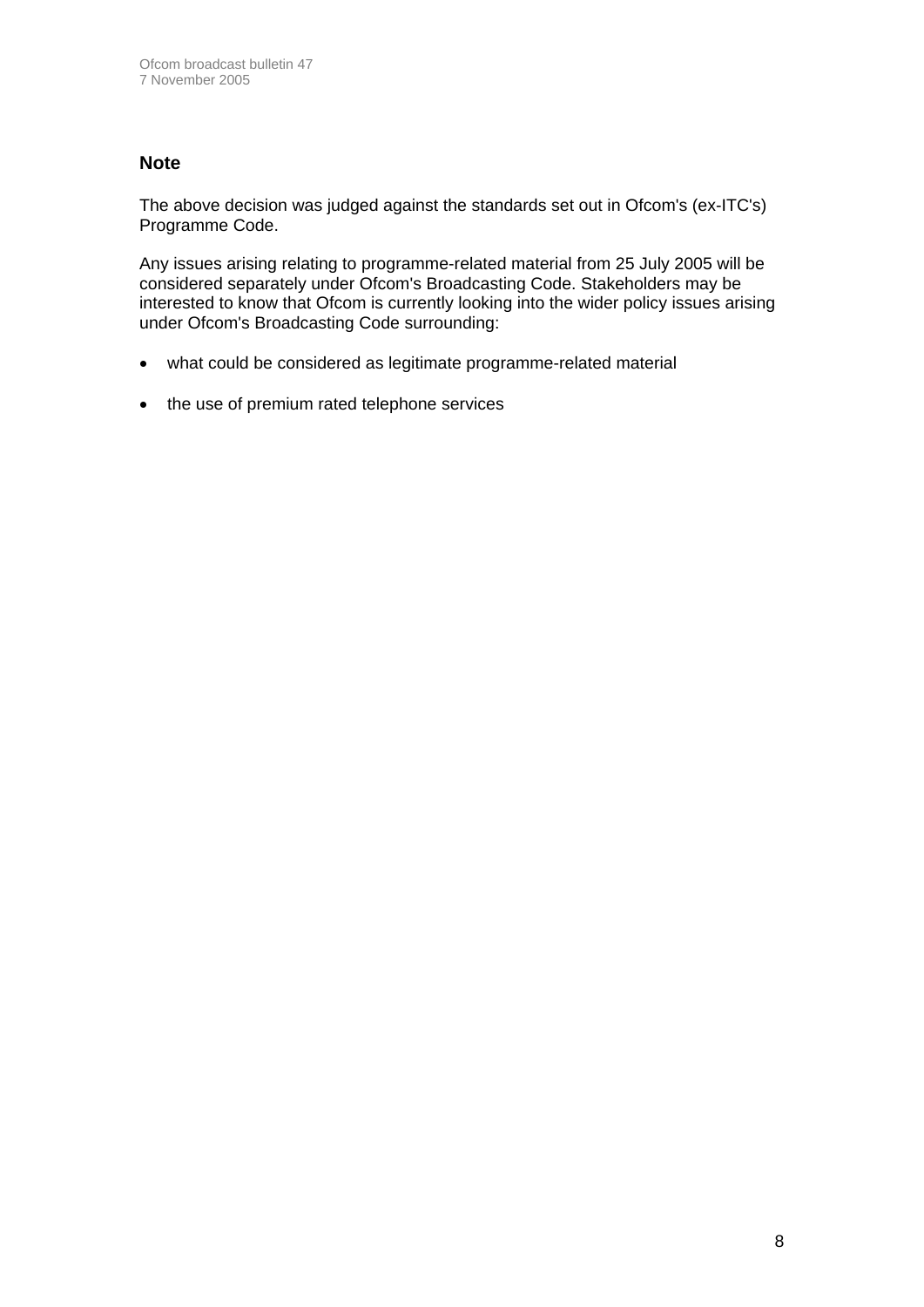### Note

The above decision was judged against the standards set out in Ofcom's (ex-ITC's) Programme Code.

Any issues arising relating to programme-related material from 25 July 2005 will be considered separately under Ofcom's Broadcasting Code. Stakeholders may be interested to know that Ofcom is currently looking into the wider policy issues arising under Ofcom's Broadcasting Code surrounding:

- what could be considered as legitimate programme-related material
- the use of premium rated telephone services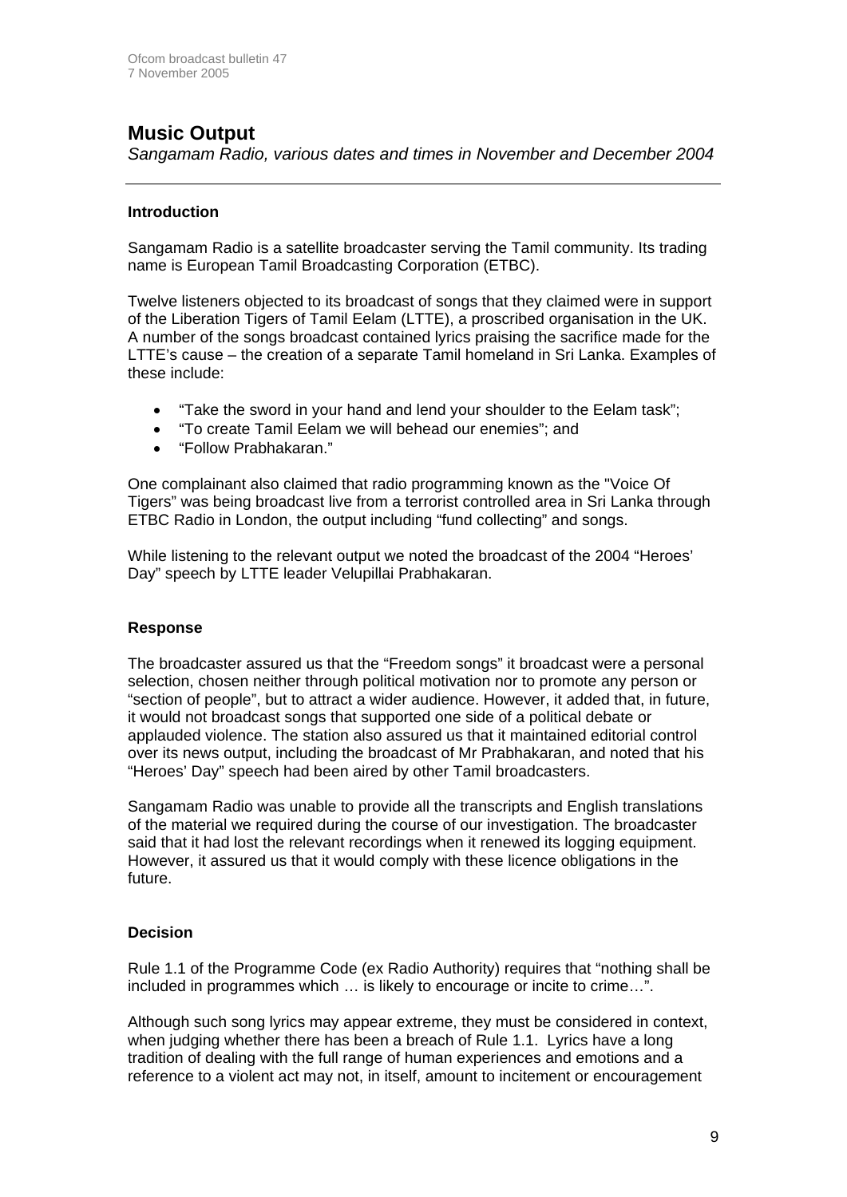## Music Output

*Sangamam Radio, various dates and times in November and December 2004*

---

### Introduction

Sangamam Radio is a satellite broadcaster serving the Tamil community. Its trading name is European Tamil Broadcasting Corporation (ETBC).

Twelve listeners objected to its broadcast of songs that they claimed were in support of the Liberation Tigers of Tamil Eelam (LTTE), a proscribed organisation in the UK. A number of the songs broadcast contained lyrics praising the sacrifice made for the LTTE's cause – the creation of a separate Tamil homeland in Sri Lanka. Examples of these include:

- "Take the sword in your hand and lend your shoulder to the Eelam task";
- "To create Tamil Eelam we will behead our enemies"; and
- "Follow Prabhakaran."

One complainant also claimed that radio programming known as the "Voice Of Tigers" was being broadcast live from a terrorist controlled area in Sri Lanka through ETBC Radio in London, the output including "fund collecting" and songs.

While listening to the relevant output we noted the broadcast of the 2004 "Heroes' Day" speech by LTTE leader Velupillai Prabhakaran.

### Response

The broadcaster assured us that the "Freedom songs" it broadcast were a personal selection, chosen neither through political motivation nor to promote any person or "section of people", but to attract a wider audience. However, it added that, in future, it would not broadcast songs that supported one side of a political debate or applauded violence. The station also assured us that it maintained editorial control over its news output, including the broadcast of Mr Prabhakaran, and noted that his "Heroes' Day" speech had been aired by other Tamil broadcasters.

Sangamam Radio was unable to provide all the transcripts and English translations of the material we required during the course of our investigation. The broadcaster said that it had lost the relevant recordings when it renewed its logging equipment. However, it assured us that it would comply with these licence obligations in the future.

### Decision

Rule 1.1 of the Programme Code (ex Radio Authority) requires that "nothing shall be included in programmes which … is likely to encourage or incite to crime…".

Although such song lyrics may appear extreme, they must be considered in context, when judging whether there has been a breach of Rule 1.1. Lyrics have a long tradition of dealing with the full range of human experiences and emotions and a reference to a violent act may not, in itself, amount to incitement or encouragement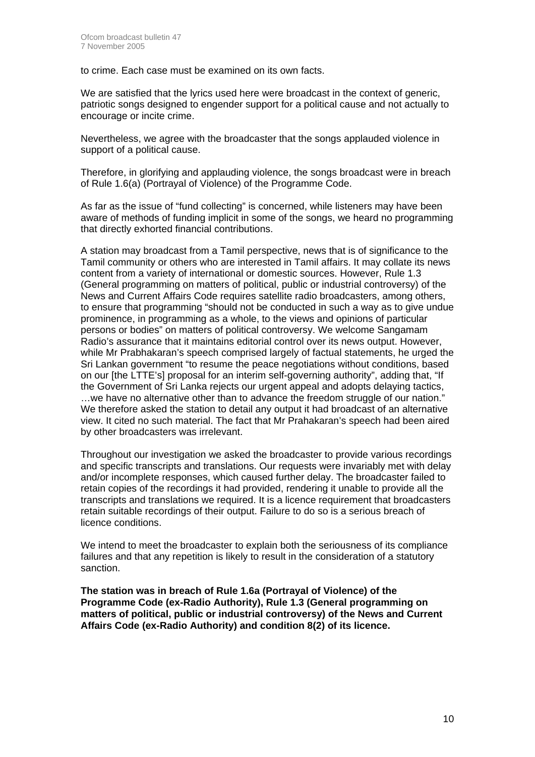to crime. Each case must be examined on its own facts.

We are satisfied that the lyrics used here were broadcast in the context of generic, patriotic songs designed to engender support for a political cause and not actually to encourage or incite crime.

Nevertheless, we agree with the broadcaster that the songs applauded violence in support of a political cause.

Therefore, in glorifying and applauding violence, the songs broadcast were in breach of Rule 1.6(a) (Portrayal of Violence) of the Programme Code.

As far as the issue of "fund collecting" is concerned, while listeners may have been aware of methods of funding implicit in some of the songs, we heard no programming that directly exhorted financial contributions.

A station may broadcast from a Tamil perspective, news that is of significance to the Tamil community or others who are interested in Tamil affairs. It may collate its news content from a variety of international or domestic sources. However, Rule 1.3 (General programming on matters of political, public or industrial controversy) of the News and Current Affairs Code requires satellite radio broadcasters, among others, to ensure that programming "should not be conducted in such a way as to give undue prominence, in programming as a whole, to the views and opinions of particular persons or bodies" on matters of political controversy. We welcome Sangamam Radio's assurance that it maintains editorial control over its news output. However, while Mr Prabhakaran's speech comprised largely of factual statements, he urged the Sri Lankan government "to resume the peace negotiations without conditions, based on our [the LTTE's] proposal for an interim self-governing authority", adding that, "If the Government of Sri Lanka rejects our urgent appeal and adopts delaying tactics, …we have no alternative other than to advance the freedom struggle of our nation." We therefore asked the station to detail any output it had broadcast of an alternative view. It cited no such material. The fact that Mr Prahakaran's speech had been aired by other broadcasters was irrelevant.

Throughout our investigation we asked the broadcaster to provide various recordings and specific transcripts and translations. Our requests were invariably met with delay and/or incomplete responses, which caused further delay. The broadcaster failed to retain copies of the recordings it had provided, rendering it unable to provide all the transcripts and translations we required. It is a licence requirement that broadcasters retain suitable recordings of their output. Failure to do so is a serious breach of licence conditions.

We intend to meet the broadcaster to explain both the seriousness of its compliance failures and that any repetition is likely to result in the consideration of a statutory sanction.

**The station was in breach of Rule 1.6a (Portrayal of Violence) of the Programme Code (ex-Radio Authority), Rule 1.3 (General programming on matters of political, public or industrial controversy) of the News and Current Affairs Code (ex-Radio Authority) and condition 8(2) of its licence.**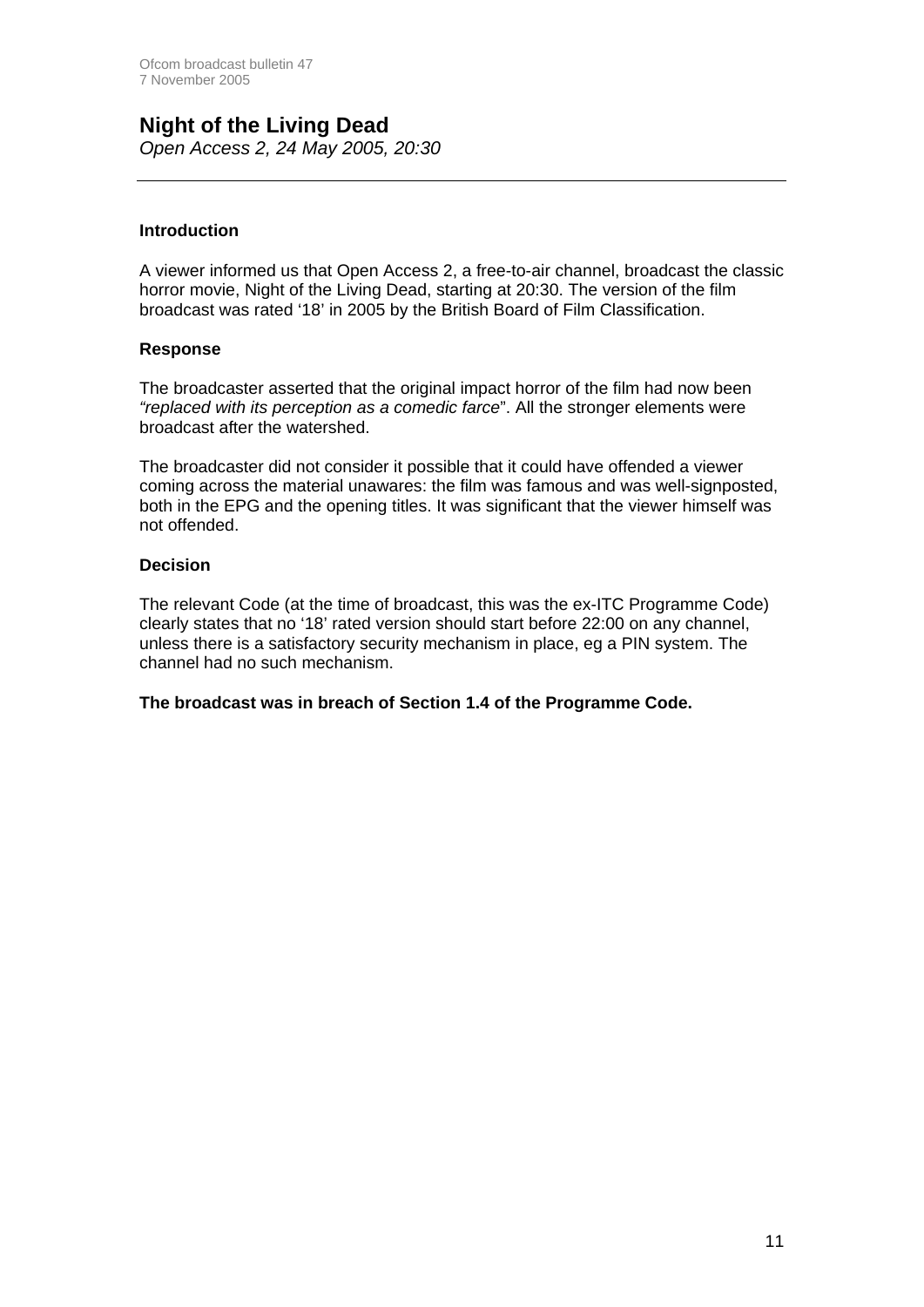## Night of the Living Dead

*Open Access 2, 24 May 2005, 20:30*

---

### Introduction

A viewer informed us that Open Access 2, a free-to-air channel, broadcast the classic horror movie, Night of the Living Dead, starting at 20:30. The version of the film broadcast was rated '18' in 2005 by the British Board of Film Classification.

### Response

The broadcaster asserted that the original impact horror of the film had now been *"replaced with its perception as a comedic farce*". All the stronger elements were broadcast after the watershed.

The broadcaster did not consider it possible that it could have offended a viewer coming across the material unawares: the film was famous and was well-signposted, both in the EPG and the opening titles. It was significant that the viewer himself was not offended.

### Decision

The relevant Code (at the time of broadcast, this was the ex-ITC Programme Code) clearly states that no '18' rated version should start before 22:00 on any channel, unless there is a satisfactory security mechanism in place, eg a PIN system. The channel had no such mechanism.

**The broadcast was in breach of Section 1.4 of the Programme Code.**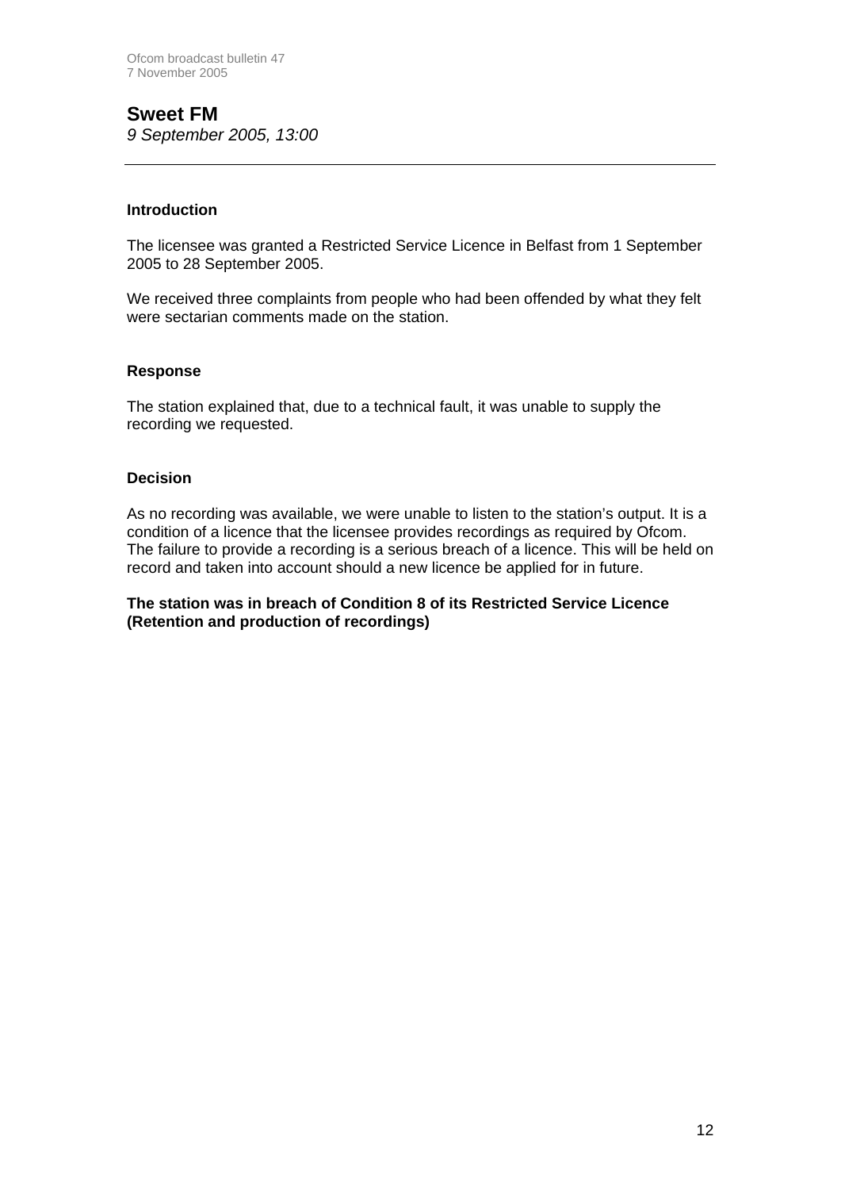## Sweet FM

*9 September 2005, 13:00*

---

### Introduction

The licensee was granted a Restricted Service Licence in Belfast from 1 September 2005 to 28 September 2005.

We received three complaints from people who had been offended by what they felt were sectarian comments made on the station.

### Response

The station explained that, due to a technical fault, it was unable to supply the recording we requested.

### Decision

As no recording was available, we were unable to listen to the station's output. It is a condition of a licence that the licensee provides recordings as required by Ofcom. The failure to provide a recording is a serious breach of a licence. This will be held on record and taken into account should a new licence be applied for in future.

**The station was in breach of Condition 8 of its Restricted Service Licence (Retention and production of recordings)**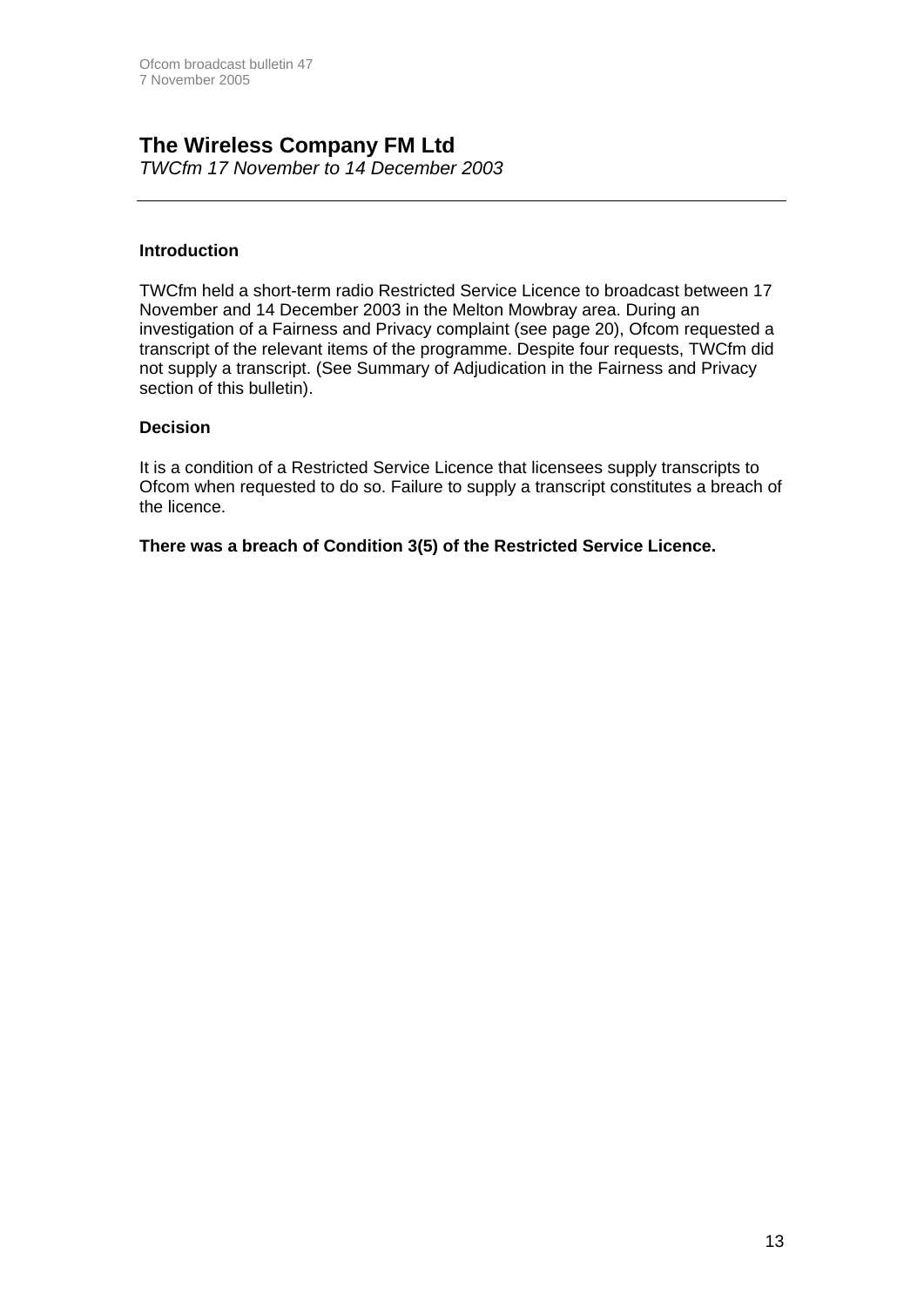## The Wireless Company FM Ltd

*TWCfm 17 November to 14 December 2003*

---

**Introduction**

TWCfm held a short-term radio Restricted Service Licence to broadcast between 17 November and 14 December 2003 in the Melton Mowbray area. During an investigation of a Fairness and Privacy complaint (see page 20), Ofcom requested a transcript of the relevant items of the programme. Despite four requests, TWCfm did not supply a transcript. (See Summary of Adjudication in the Fairness and Privacy section of this bulletin).

**Decision**

It is a condition of a Restricted Service Licence that licensees supply transcripts to Ofcom when requested to do so. Failure to supply a transcript constitutes a breach of the licence.

**There was a breach of Condition 3(5) of the Restricted Service Licence.**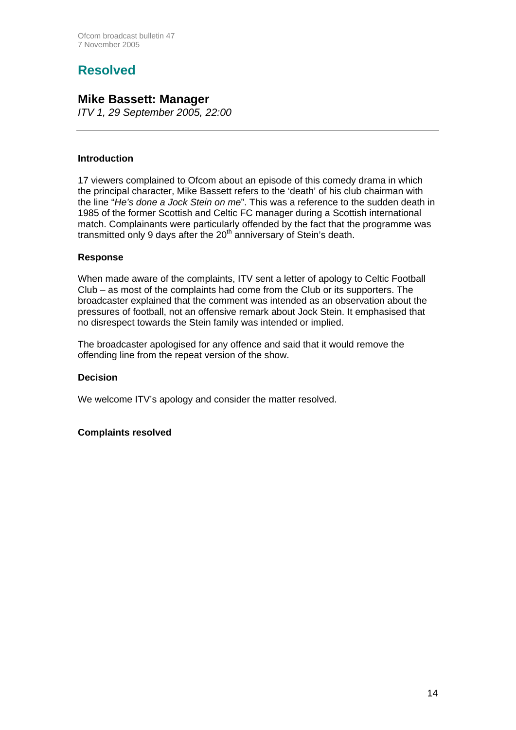# Resolved

## Mike Bassett: Manager

*ITV 1, 29 September 2005, 22:00*

---

### Introduction

17 viewers complained to Ofcom about an episode of this comedy drama in which the principal character, Mike Bassett refers to the 'death' of his club chairman with the line "*He's done a Jock Stein on me*". This was a reference to the sudden death in 1985 of the former Scottish and Celtic FC manager during a Scottish international match. Complainants were particularly offended by the fact that the programme was transmitted only 9 days after the 20th anniversary of Stein's death.

### Response

When made aware of the complaints, ITV sent a letter of apology to Celtic Football Club – as most of the complaints had come from the Club or its supporters. The broadcaster explained that the comment was intended as an observation about the pressures of football, not an offensive remark about Jock Stein. It emphasised that no disrespect towards the Stein family was intended or implied.

The broadcaster apologised for any offence and said that it would remove the offending line from the repeat version of the show.

### Decision

We welcome ITV's apology and consider the matter resolved.

**Complaints resolved**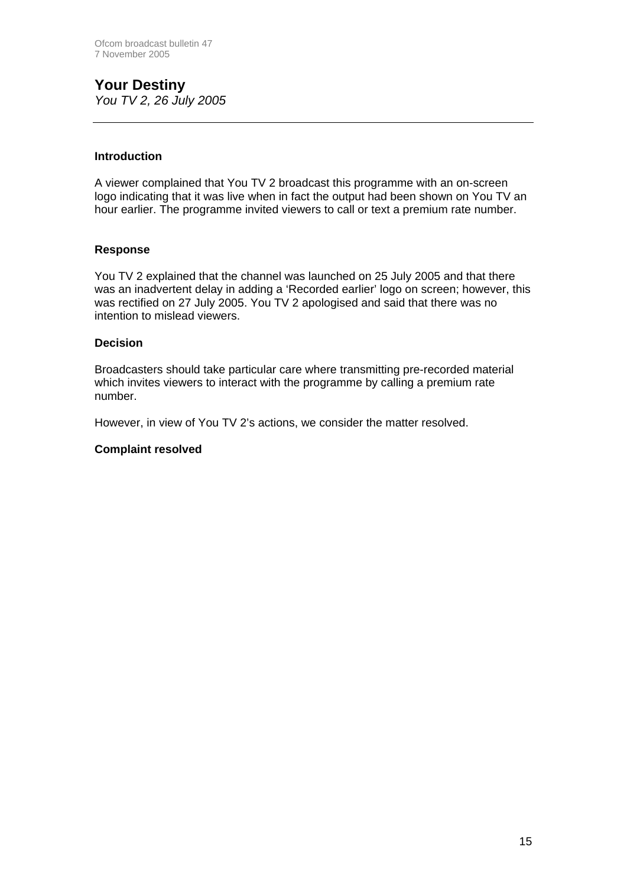## Your Destiny

*You TV 2, 26 July 2005*

---

### Introduction

A viewer complained that You TV 2 broadcast this programme with an on-screen logo indicating that it was live when in fact the output had been shown on You TV an hour earlier. The programme invited viewers to call or text a premium rate number.

### Response

You TV 2 explained that the channel was launched on 25 July 2005 and that there was an inadvertent delay in adding a 'Recorded earlier' logo on screen; however, this was rectified on 27 July 2005. You TV 2 apologised and said that there was no intention to mislead viewers.

### Decision

Broadcasters should take particular care where transmitting pre-recorded material which invites viewers to interact with the programme by calling a premium rate number.

However, in view of You TV 2's actions, we consider the matter resolved.

**Complaint resolved**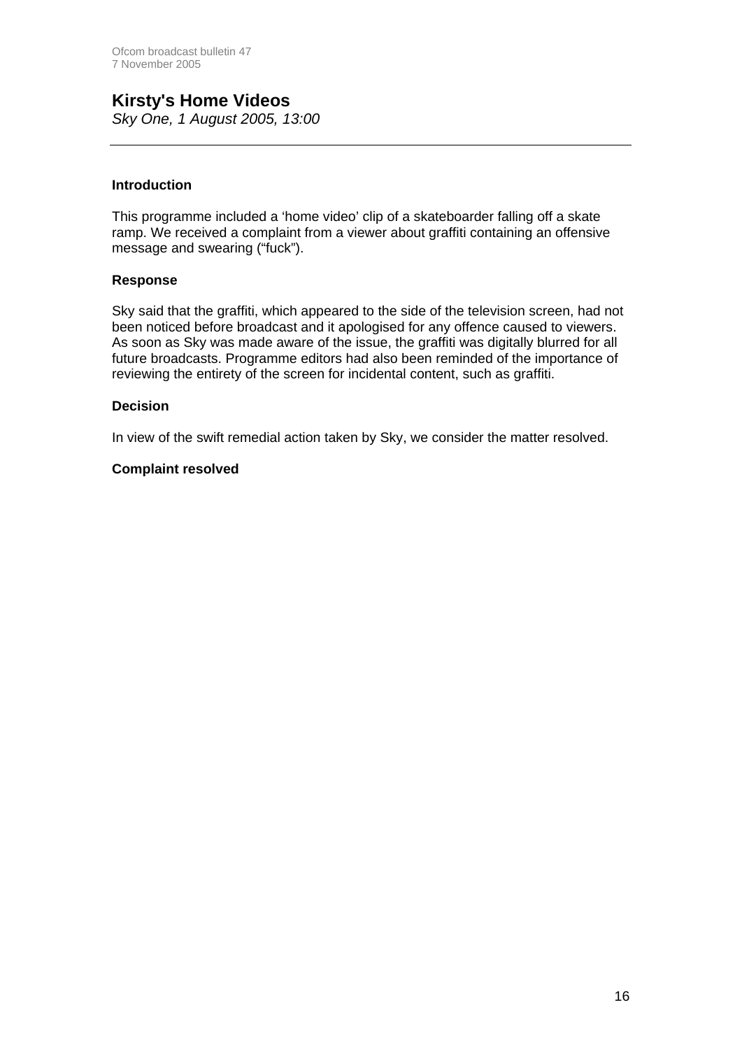## Kirsty's Home Videos

*Sky One, 1 August 2005, 13:00*

---

### Introduction

This programme included a 'home video' clip of a skateboarder falling off a skate ramp. We received a complaint from a viewer about graffiti containing an offensive message and swearing ("fuck").

### Response

Sky said that the graffiti, which appeared to the side of the television screen, had not been noticed before broadcast and it apologised for any offence caused to viewers. As soon as Sky was made aware of the issue, the graffiti was digitally blurred for all future broadcasts. Programme editors had also been reminded of the importance of reviewing the entirety of the screen for incidental content, such as graffiti.

### Decision

In view of the swift remedial action taken by Sky, we consider the matter resolved.

### Complaint resolved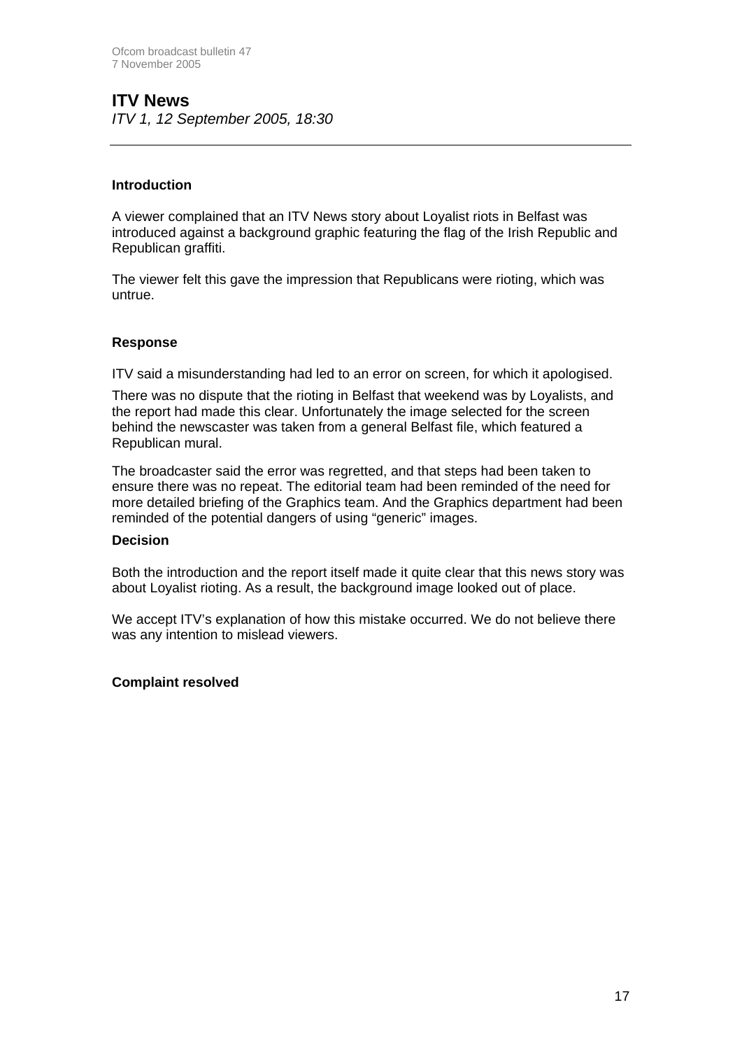## ITV News

*ITV 1, 12 September 2005, 18:30*

---

### Introduction

A viewer complained that an ITV News story about Loyalist riots in Belfast was introduced against a background graphic featuring the flag of the Irish Republic and Republican graffiti.

The viewer felt this gave the impression that Republicans were rioting, which was untrue.

### Response

ITV said a misunderstanding had led to an error on screen, for which it apologised.

There was no dispute that the rioting in Belfast that weekend was by Loyalists, and the report had made this clear. Unfortunately the image selected for the screen behind the newscaster was taken from a general Belfast file, which featured a Republican mural.

The broadcaster said the error was regretted, and that steps had been taken to ensure there was no repeat. The editorial team had been reminded of the need for more detailed briefing of the Graphics team. And the Graphics department had been reminded of the potential dangers of using "generic" images.

### Decision

Both the introduction and the report itself made it quite clear that this news story was about Loyalist rioting. As a result, the background image looked out of place.

We accept ITV's explanation of how this mistake occurred. We do not believe there was any intention to mislead viewers.

**Complaint resolved**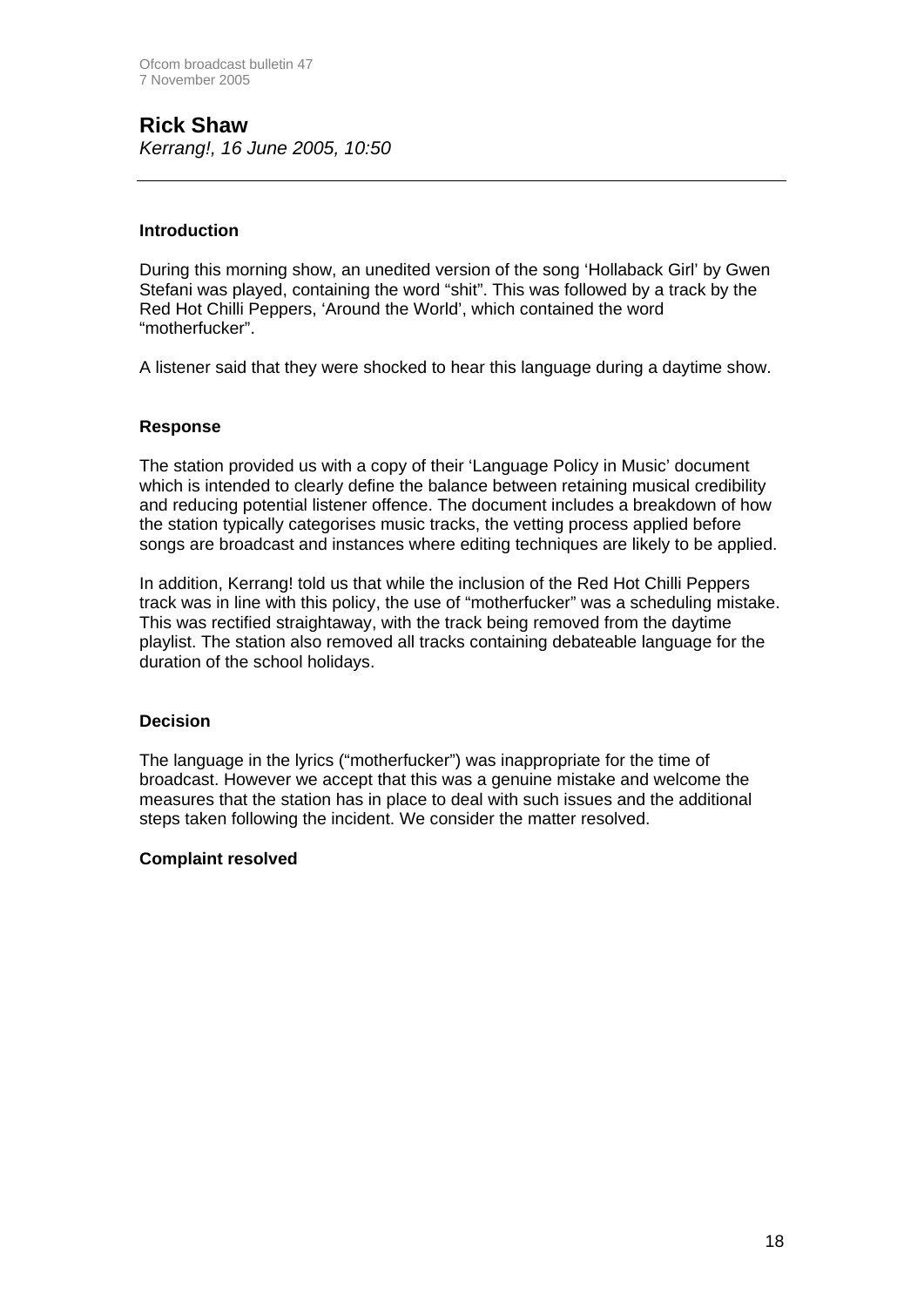## Rick Shaw

*Kerrang!, 16 June 2005, 10:50*

---

### Introduction

During this morning show, an unedited version of the song 'Hollaback Girl' by Gwen Stefani was played, containing the word "shit". This was followed by a track by the Red Hot Chilli Peppers, 'Around the World', which contained the word "motherfucker".

A listener said that they were shocked to hear this language during a daytime show.

### Response

The station provided us with a copy of their 'Language Policy in Music' document which is intended to clearly define the balance between retaining musical credibility and reducing potential listener offence. The document includes a breakdown of how the station typically categorises music tracks, the vetting process applied before songs are broadcast and instances where editing techniques are likely to be applied.

In addition, Kerrang! told us that while the inclusion of the Red Hot Chilli Peppers track was in line with this policy, the use of "motherfucker" was a scheduling mistake. This was rectified straightaway, with the track being removed from the daytime playlist. The station also removed all tracks containing debateable language for the duration of the school holidays.

### Decision

The language in the lyrics ("motherfucker") was inappropriate for the time of broadcast. However we accept that this was a genuine mistake and welcome the measures that the station has in place to deal with such issues and the additional steps taken following the incident. We consider the matter resolved.

**Complaint resolved**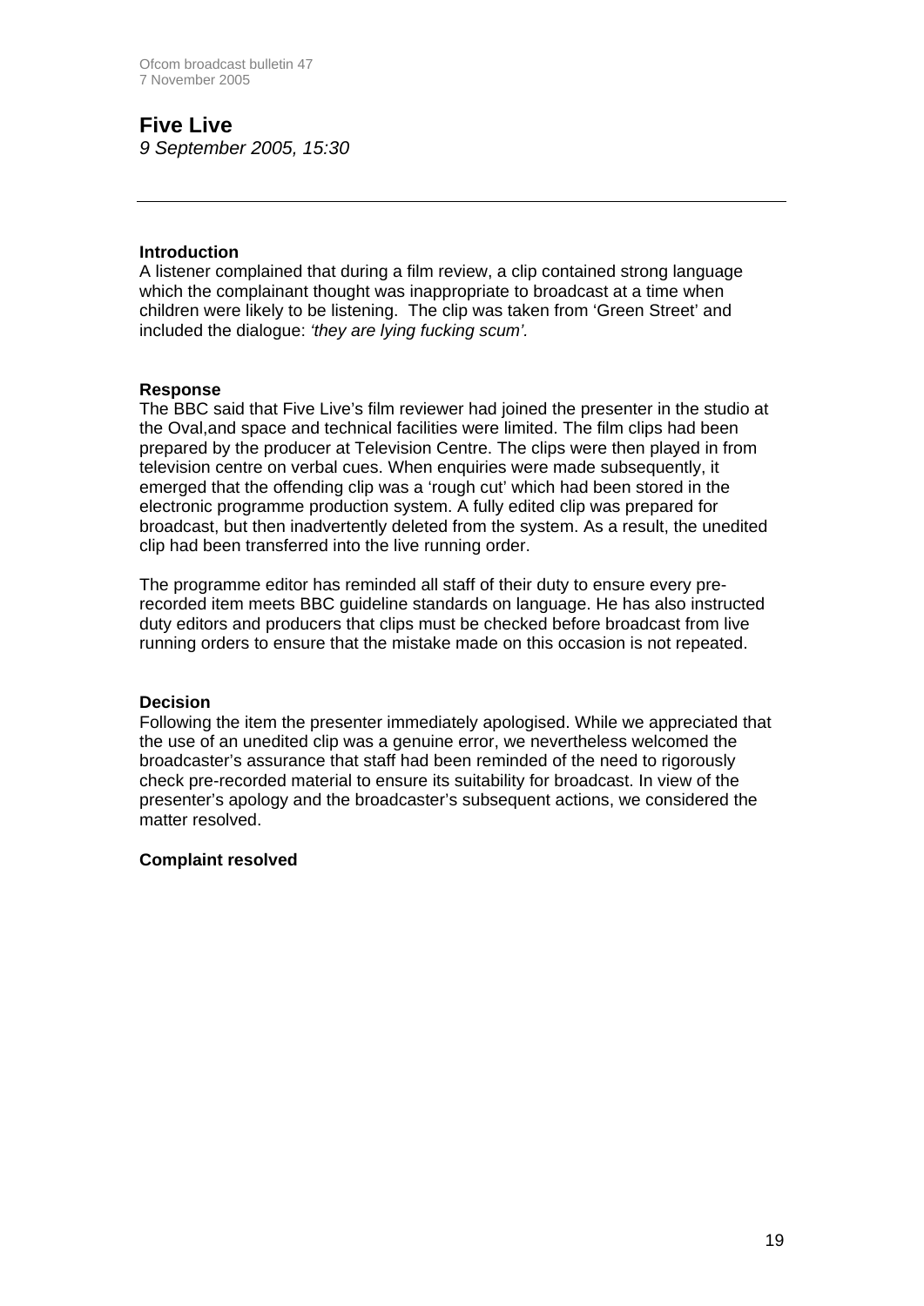## Five Live

*9 September 2005, 15:30*

---

### Introduction

A listener complained that during a film review, a clip contained strong language which the complainant thought was inappropriate to broadcast at a time when children were likely to be listening. The clip was taken from 'Green Street' and included the dialogue: *'they are lying fucking scum'.*

### Response

The BBC said that Five Live's film reviewer had joined the presenter in the studio at the Oval,and space and technical facilities were limited. The film clips had been prepared by the producer at Television Centre. The clips were then played in from television centre on verbal cues. When enquiries were made subsequently, it emerged that the offending clip was a 'rough cut' which had been stored in the electronic programme production system. A fully edited clip was prepared for broadcast, but then inadvertently deleted from the system. As a result, the unedited clip had been transferred into the live running order.

The programme editor has reminded all staff of their duty to ensure every pre-recorded item meets BBC guideline standards on language. He has also instructed duty editors and producers that clips must be checked before broadcast from live running orders to ensure that the mistake made on this occasion is not repeated.

### Decision

Following the item the presenter immediately apologised. While we appreciated that the use of an unedited clip was a genuine error, we nevertheless welcomed the broadcaster's assurance that staff had been reminded of the need to rigorously check pre-recorded material to ensure its suitability for broadcast. In view of the presenter's apology and the broadcaster's subsequent actions, we considered the matter resolved.

**Complaint resolved**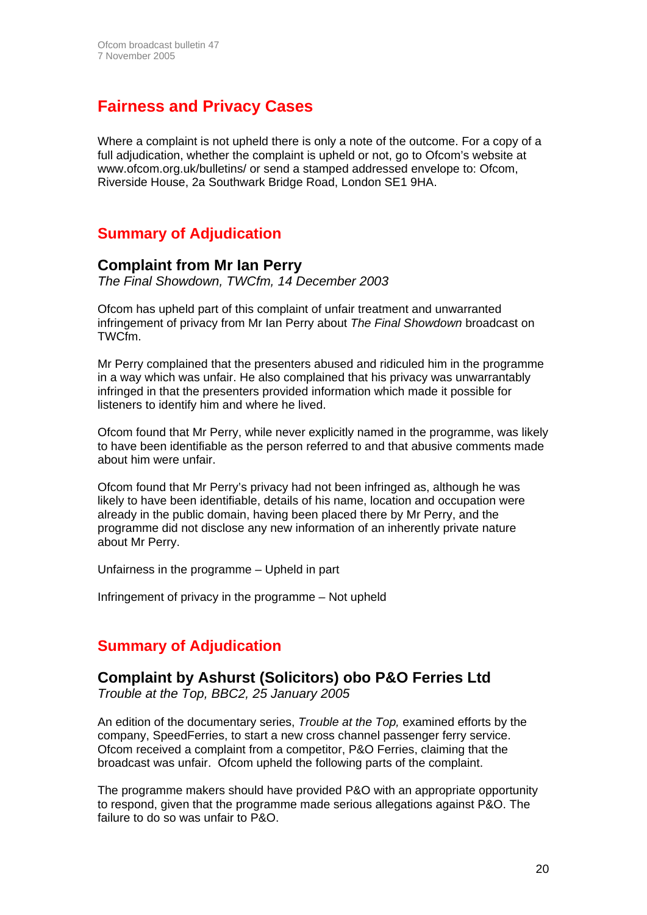# Fairness and Privacy Cases

Where a complaint is not upheld there is only a note of the outcome. For a copy of a full adjudication, whether the complaint is upheld or not, go to Ofcom's website at www.ofcom.org.uk/bulletins/ or send a stamped addressed envelope to: Ofcom, Riverside House, 2a Southwark Bridge Road, London SE1 9HA.

## Summary of Adjudication

### Complaint from Mr Ian Perry

*The Final Showdown, TWCfm, 14 December 2003*

Ofcom has upheld part of this complaint of unfair treatment and unwarranted infringement of privacy from Mr Ian Perry about *The Final Showdown* broadcast on TWCfm.

Mr Perry complained that the presenters abused and ridiculed him in the programme in a way which was unfair. He also complained that his privacy was unwarrantably infringed in that the presenters provided information which made it possible for listeners to identify him and where he lived.

Ofcom found that Mr Perry, while never explicitly named in the programme, was likely to have been identifiable as the person referred to and that abusive comments made about him were unfair.

Ofcom found that Mr Perry's privacy had not been infringed as, although he was likely to have been identifiable, details of his name, location and occupation were already in the public domain, having been placed there by Mr Perry, and the programme did not disclose any new information of an inherently private nature about Mr Perry.

Unfairness in the programme – Upheld in part

Infringement of privacy in the programme – Not upheld

## Summary of Adjudication

### Complaint by Ashurst (Solicitors) obo P&O Ferries Ltd

*Trouble at the Top, BBC2, 25 January 2005*

An edition of the documentary series, *Trouble at the Top,* examined efforts by the company, SpeedFerries, to start a new cross channel passenger ferry service. Ofcom received a complaint from a competitor, P&O Ferries, claiming that the broadcast was unfair. Ofcom upheld the following parts of the complaint.

The programme makers should have provided P&O with an appropriate opportunity to respond, given that the programme made serious allegations against P&O. The failure to do so was unfair to P&O.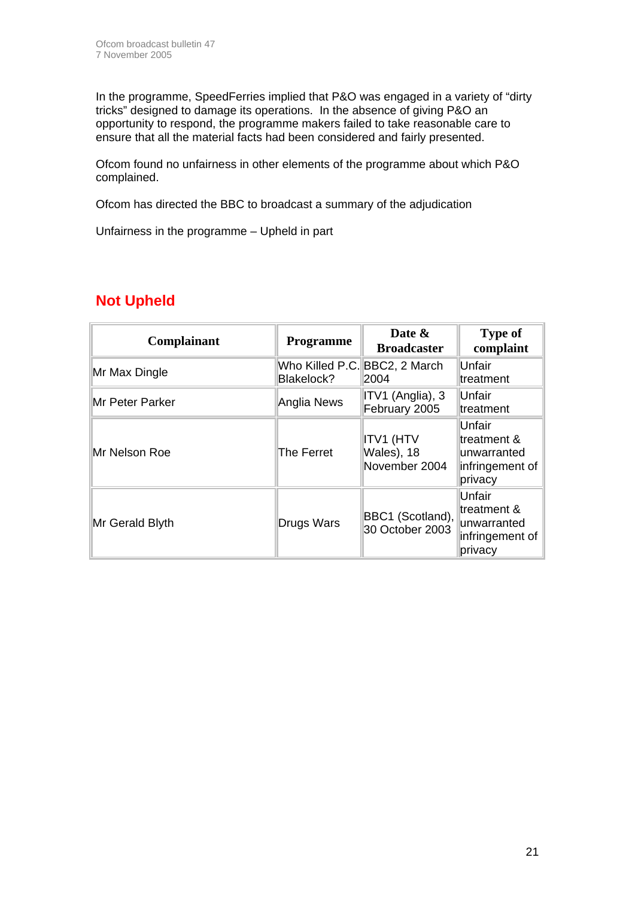In the programme, SpeedFerries implied that P&O was engaged in a variety of "dirty tricks" designed to damage its operations. In the absence of giving P&O an opportunity to respond, the programme makers failed to take reasonable care to ensure that all the material facts had been considered and fairly presented.

Ofcom found no unfairness in other elements of the programme about which P&O complained.

Ofcom has directed the BBC to broadcast a summary of the adjudication

Unfairness in the programme – Upheld in part

## Not Upheld

| Complainant | Programme | Date & Broadcaster | Type of complaint |
|---|---|---|---|
| Mr Max Dingle | Who Killed P.C. Blakelock? | BBC2, 2 March 2004 | Unfair treatment |
| Mr Peter Parker | Anglia News | ITV1 (Anglia), 3 February 2005 | Unfair treatment |
| Mr Nelson Roe | The Ferret | ITV1 (HTV Wales), 18 November 2004 | Unfair treatment & unwarranted infringement of privacy |
| Mr Gerald Blyth | Drugs Wars | BBC1 (Scotland), 30 October 2003 | Unfair treatment & unwarranted infringement of privacy |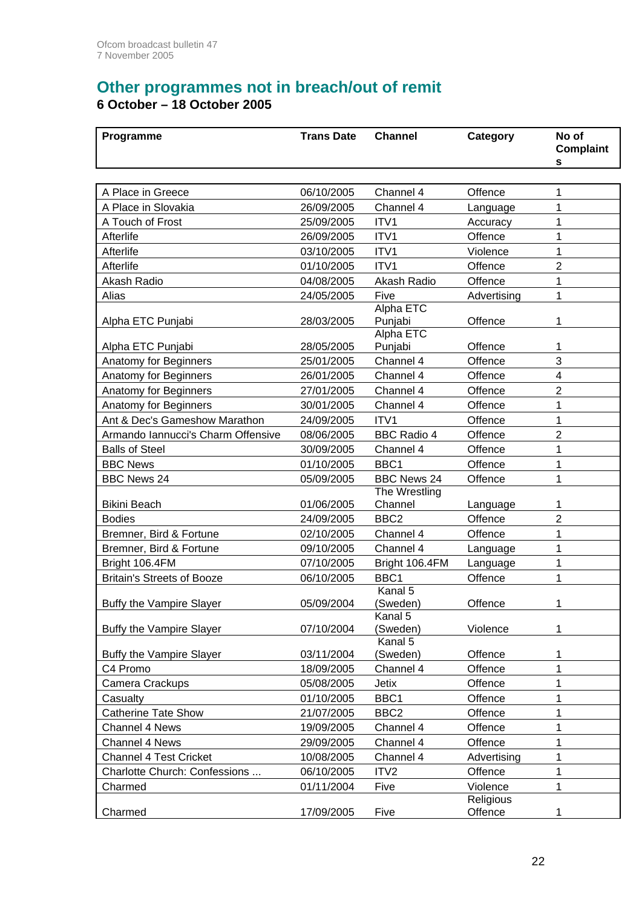## Other programmes not in breach/out of remit

**6 October – 18 October 2005**

| Programme | Trans Date | Channel | Category | No of Complaints |
|---|---|---|---|---|
| A Place in Greece | 06/10/2005 | Channel 4 | Offence | 1 |
| A Place in Slovakia | 26/09/2005 | Channel 4 | Language | 1 |
| A Touch of Frost | 25/09/2005 | ITV1 | Accuracy | 1 |
| Afterlife | 26/09/2005 | ITV1 | Offence | 1 |
| Afterlife | 03/10/2005 | ITV1 | Violence | 1 |
| Afterlife | 01/10/2005 | ITV1 | Offence | 2 |
| Akash Radio | 04/08/2005 | Akash Radio | Offence | 1 |
| Alias | 24/05/2005 | Five | Advertising | 1 |
| Alpha ETC Punjabi | 28/03/2005 | Alpha ETC Punjabi | Offence | 1 |
| Alpha ETC Punjabi | 28/05/2005 | Alpha ETC Punjabi | Offence | 1 |
| Anatomy for Beginners | 25/01/2005 | Channel 4 | Offence | 3 |
| Anatomy for Beginners | 26/01/2005 | Channel 4 | Offence | 4 |
| Anatomy for Beginners | 27/01/2005 | Channel 4 | Offence | 2 |
| Anatomy for Beginners | 30/01/2005 | Channel 4 | Offence | 1 |
| Ant & Dec's Gameshow Marathon | 24/09/2005 | ITV1 | Offence | 1 |
| Armando Iannucci's Charm Offensive | 08/06/2005 | BBC Radio 4 | Offence | 2 |
| Balls of Steel | 30/09/2005 | Channel 4 | Offence | 1 |
| BBC News | 01/10/2005 | BBC1 | Offence | 1 |
| BBC News 24 | 05/09/2005 | BBC News 24 | Offence | 1 |
| Bikini Beach | 01/06/2005 | The Wrestling Channel | Language | 1 |
| Bodies | 24/09/2005 | BBC2 | Offence | 2 |
| Bremner, Bird & Fortune | 02/10/2005 | Channel 4 | Offence | 1 |
| Bremner, Bird & Fortune | 09/10/2005 | Channel 4 | Language | 1 |
| Bright 106.4FM | 07/10/2005 | Bright 106.4FM | Language | 1 |
| Britain's Streets of Booze | 06/10/2005 | BBC1 | Offence | 1 |
| Buffy the Vampire Slayer | 05/09/2004 | Kanal 5 (Sweden) | Offence | 1 |
| Buffy the Vampire Slayer | 07/10/2004 | Kanal 5 (Sweden) | Violence | 1 |
| Buffy the Vampire Slayer | 03/11/2004 | Kanal 5 (Sweden) | Offence | 1 |
| C4 Promo | 18/09/2005 | Channel 4 | Offence | 1 |
| Camera Crackups | 05/08/2005 | Jetix | Offence | 1 |
| Casualty | 01/10/2005 | BBC1 | Offence | 1 |
| Catherine Tate Show | 21/07/2005 | BBC2 | Offence | 1 |
| Channel 4 News | 19/09/2005 | Channel 4 | Offence | 1 |
| Channel 4 News | 29/09/2005 | Channel 4 | Offence | 1 |
| Channel 4 Test Cricket | 10/08/2005 | Channel 4 | Advertising | 1 |
| Charlotte Church: Confessions ... | 06/10/2005 | ITV2 | Offence | 1 |
| Charmed | 01/11/2004 | Five | Violence | 1 |
| Charmed | 17/09/2005 | Five | Religious Offence | 1 |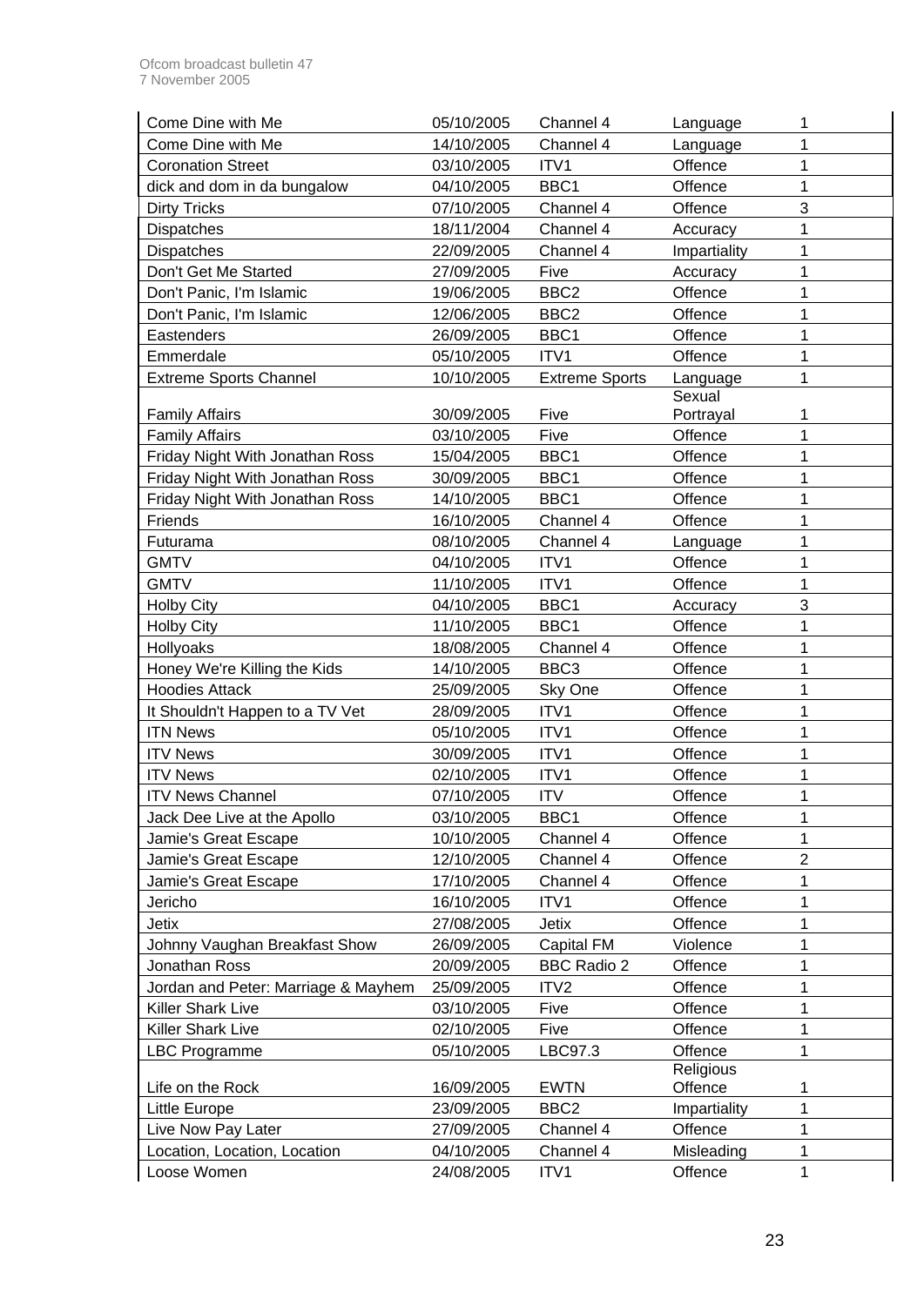| Come Dine with Me | 05/10/2005 | Channel 4 | Language | 1 |
|---|---|---|---|---|
| Come Dine with Me | 14/10/2005 | Channel 4 | Language | 1 |
| Coronation Street | 03/10/2005 | ITV1 | Offence | 1 |
| dick and dom in da bungalow | 04/10/2005 | BBC1 | Offence | 1 |
| Dirty Tricks | 07/10/2005 | Channel 4 | Offence | 3 |
| Dispatches | 18/11/2004 | Channel 4 | Accuracy | 1 |
| Dispatches | 22/09/2005 | Channel 4 | Impartiality | 1 |
| Don't Get Me Started | 27/09/2005 | Five | Accuracy | 1 |
| Don't Panic, I'm Islamic | 19/06/2005 | BBC2 | Offence | 1 |
| Don't Panic, I'm Islamic | 12/06/2005 | BBC2 | Offence | 1 |
| Eastenders | 26/09/2005 | BBC1 | Offence | 1 |
| Emmerdale | 05/10/2005 | ITV1 | Offence | 1 |
| Extreme Sports Channel | 10/10/2005 | Extreme Sports | Language | 1 |
| Family Affairs | 30/09/2005 | Five | Sexual Portrayal | 1 |
| Family Affairs | 03/10/2005 | Five | Offence | 1 |
| Friday Night With Jonathan Ross | 15/04/2005 | BBC1 | Offence | 1 |
| Friday Night With Jonathan Ross | 30/09/2005 | BBC1 | Offence | 1 |
| Friday Night With Jonathan Ross | 14/10/2005 | BBC1 | Offence | 1 |
| Friends | 16/10/2005 | Channel 4 | Offence | 1 |
| Futurama | 08/10/2005 | Channel 4 | Language | 1 |
| GMTV | 04/10/2005 | ITV1 | Offence | 1 |
| GMTV | 11/10/2005 | ITV1 | Offence | 1 |
| Holby City | 04/10/2005 | BBC1 | Accuracy | 3 |
| Holby City | 11/10/2005 | BBC1 | Offence | 1 |
| Hollyoaks | 18/08/2005 | Channel 4 | Offence | 1 |
| Honey We're Killing the Kids | 14/10/2005 | BBC3 | Offence | 1 |
| Hoodies Attack | 25/09/2005 | Sky One | Offence | 1 |
| It Shouldn't Happen to a TV Vet | 28/09/2005 | ITV1 | Offence | 1 |
| ITN News | 05/10/2005 | ITV1 | Offence | 1 |
| ITV News | 30/09/2005 | ITV1 | Offence | 1 |
| ITV News | 02/10/2005 | ITV1 | Offence | 1 |
| ITV News Channel | 07/10/2005 | ITV | Offence | 1 |
| Jack Dee Live at the Apollo | 03/10/2005 | BBC1 | Offence | 1 |
| Jamie's Great Escape | 10/10/2005 | Channel 4 | Offence | 1 |
| Jamie's Great Escape | 12/10/2005 | Channel 4 | Offence | 2 |
| Jamie's Great Escape | 17/10/2005 | Channel 4 | Offence | 1 |
| Jericho | 16/10/2005 | ITV1 | Offence | 1 |
| Jetix | 27/08/2005 | Jetix | Offence | 1 |
| Johnny Vaughan Breakfast Show | 26/09/2005 | Capital FM | Violence | 1 |
| Jonathan Ross | 20/09/2005 | BBC Radio 2 | Offence | 1 |
| Jordan and Peter: Marriage & Mayhem | 25/09/2005 | ITV2 | Offence | 1 |
| Killer Shark Live | 03/10/2005 | Five | Offence | 1 |
| Killer Shark Live | 02/10/2005 | Five | Offence | 1 |
| LBC Programme | 05/10/2005 | LBC97.3 | Offence | 1 |
| Life on the Rock | 16/09/2005 | EWTN | Religious Offence | 1 |
| Little Europe | 23/09/2005 | BBC2 | Impartiality | 1 |
| Live Now Pay Later | 27/09/2005 | Channel 4 | Offence | 1 |
| Location, Location, Location | 04/10/2005 | Channel 4 | Misleading | 1 |
| Loose Women | 24/08/2005 | ITV1 | Offence | 1 |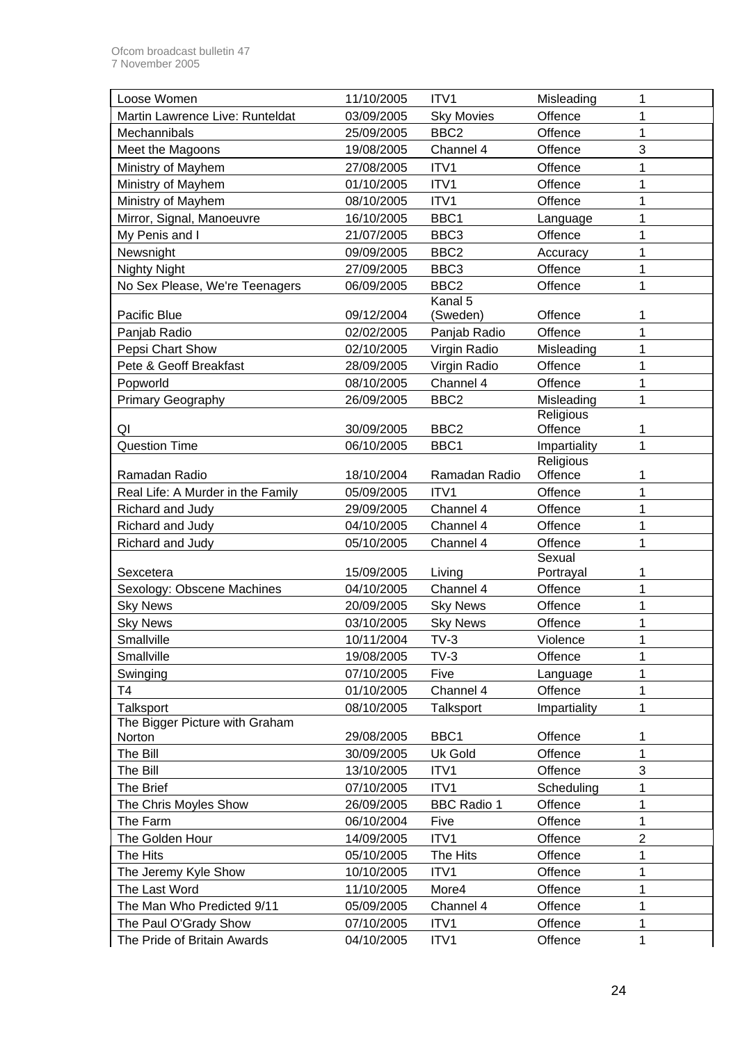| Loose Women | 11/10/2005 | ITV1 | Misleading | 1 |
|---|---|---|---|---|
| Martin Lawrence Live: Runteldat | 03/09/2005 | Sky Movies | Offence | 1 |
| Mechannibals | 25/09/2005 | BBC2 | Offence | 1 |
| Meet the Magoons | 19/08/2005 | Channel 4 | Offence | 3 |
| Ministry of Mayhem | 27/08/2005 | ITV1 | Offence | 1 |
| Ministry of Mayhem | 01/10/2005 | ITV1 | Offence | 1 |
| Ministry of Mayhem | 08/10/2005 | ITV1 | Offence | 1 |
| Mirror, Signal, Manoeuvre | 16/10/2005 | BBC1 | Language | 1 |
| My Penis and I | 21/07/2005 | BBC3 | Offence | 1 |
| Newsnight | 09/09/2005 | BBC2 | Accuracy | 1 |
| Nighty Night | 27/09/2005 | BBC3 | Offence | 1 |
| No Sex Please, We're Teenagers | 06/09/2005 | BBC2 | Offence | 1 |
| Pacific Blue | 09/12/2004 | Kanal 5 (Sweden) | Offence | 1 |
| Panjab Radio | 02/02/2005 | Panjab Radio | Offence | 1 |
| Pepsi Chart Show | 02/10/2005 | Virgin Radio | Misleading | 1 |
| Pete & Geoff Breakfast | 28/09/2005 | Virgin Radio | Offence | 1 |
| Popworld | 08/10/2005 | Channel 4 | Offence | 1 |
| Primary Geography | 26/09/2005 | BBC2 | Misleading | 1 |
| QI | 30/09/2005 | BBC2 | Religious Offence | 1 |
| Question Time | 06/10/2005 | BBC1 | Impartiality | 1 |
| Ramadan Radio | 18/10/2004 | Ramadan Radio | Religious Offence | 1 |
| Real Life: A Murder in the Family | 05/09/2005 | ITV1 | Offence | 1 |
| Richard and Judy | 29/09/2005 | Channel 4 | Offence | 1 |
| Richard and Judy | 04/10/2005 | Channel 4 | Offence | 1 |
| Richard and Judy | 05/10/2005 | Channel 4 | Offence | 1 |
| Sexcetera | 15/09/2005 | Living | Sexual Portrayal | 1 |
| Sexology: Obscene Machines | 04/10/2005 | Channel 4 | Offence | 1 |
| Sky News | 20/09/2005 | Sky News | Offence | 1 |
| Sky News | 03/10/2005 | Sky News | Offence | 1 |
| Smallville | 10/11/2004 | TV-3 | Violence | 1 |
| Smallville | 19/08/2005 | TV-3 | Offence | 1 |
| Swinging | 07/10/2005 | Five | Language | 1 |
| T4 | 01/10/2005 | Channel 4 | Offence | 1 |
| Talksport | 08/10/2005 | Talksport | Impartiality | 1 |
| The Bigger Picture with Graham Norton | 29/08/2005 | BBC1 | Offence | 1 |
| The Bill | 30/09/2005 | Uk Gold | Offence | 1 |
| The Bill | 13/10/2005 | ITV1 | Offence | 3 |
| The Brief | 07/10/2005 | ITV1 | Scheduling | 1 |
| The Chris Moyles Show | 26/09/2005 | BBC Radio 1 | Offence | 1 |
| The Farm | 06/10/2004 | Five | Offence | 1 |
| The Golden Hour | 14/09/2005 | ITV1 | Offence | 2 |
| The Hits | 05/10/2005 | The Hits | Offence | 1 |
| The Jeremy Kyle Show | 10/10/2005 | ITV1 | Offence | 1 |
| The Last Word | 11/10/2005 | More4 | Offence | 1 |
| The Man Who Predicted 9/11 | 05/09/2005 | Channel 4 | Offence | 1 |
| The Paul O'Grady Show | 07/10/2005 | ITV1 | Offence | 1 |
| The Pride of Britain Awards | 04/10/2005 | ITV1 | Offence | 1 |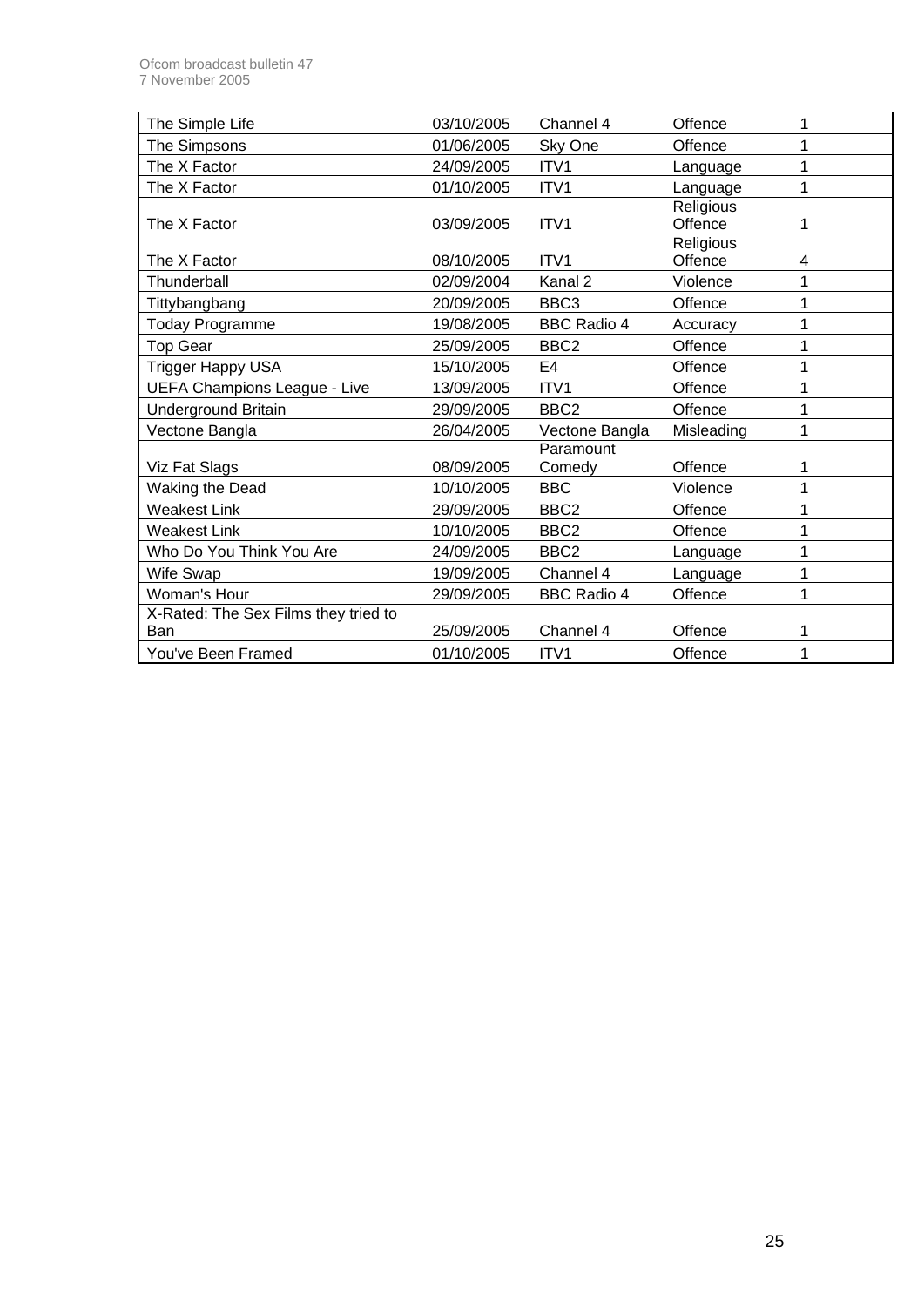| | | | | |
|---|---|---|---|---|
| The Simple Life | 03/10/2005 | Channel 4 | Offence | 1 |
| The Simpsons | 01/06/2005 | Sky One | Offence | 1 |
| The X Factor | 24/09/2005 | ITV1 | Language | 1 |
| The X Factor | 01/10/2005 | ITV1 | Language | 1 |
| The X Factor | 03/09/2005 | ITV1 | Religious Offence | 1 |
| The X Factor | 08/10/2005 | ITV1 | Religious Offence | 4 |
| Thunderball | 02/09/2004 | Kanal 2 | Violence | 1 |
| Tittybangbang | 20/09/2005 | BBC3 | Offence | 1 |
| Today Programme | 19/08/2005 | BBC Radio 4 | Accuracy | 1 |
| Top Gear | 25/09/2005 | BBC2 | Offence | 1 |
| Trigger Happy USA | 15/10/2005 | E4 | Offence | 1 |
| UEFA Champions League - Live | 13/09/2005 | ITV1 | Offence | 1 |
| Underground Britain | 29/09/2005 | BBC2 | Offence | 1 |
| Vectone Bangla | 26/04/2005 | Vectone Bangla | Misleading | 1 |
| Viz Fat Slags | 08/09/2005 | Paramount Comedy | Offence | 1 |
| Waking the Dead | 10/10/2005 | BBC | Violence | 1 |
| Weakest Link | 29/09/2005 | BBC2 | Offence | 1 |
| Weakest Link | 10/10/2005 | BBC2 | Offence | 1 |
| Who Do You Think You Are | 24/09/2005 | BBC2 | Language | 1 |
| Wife Swap | 19/09/2005 | Channel 4 | Language | 1 |
| Woman's Hour | 29/09/2005 | BBC Radio 4 | Offence | 1 |
| X-Rated: The Sex Films they tried to Ban | 25/09/2005 | Channel 4 | Offence | 1 |
| You've Been Framed | 01/10/2005 | ITV1 | Offence | 1 |